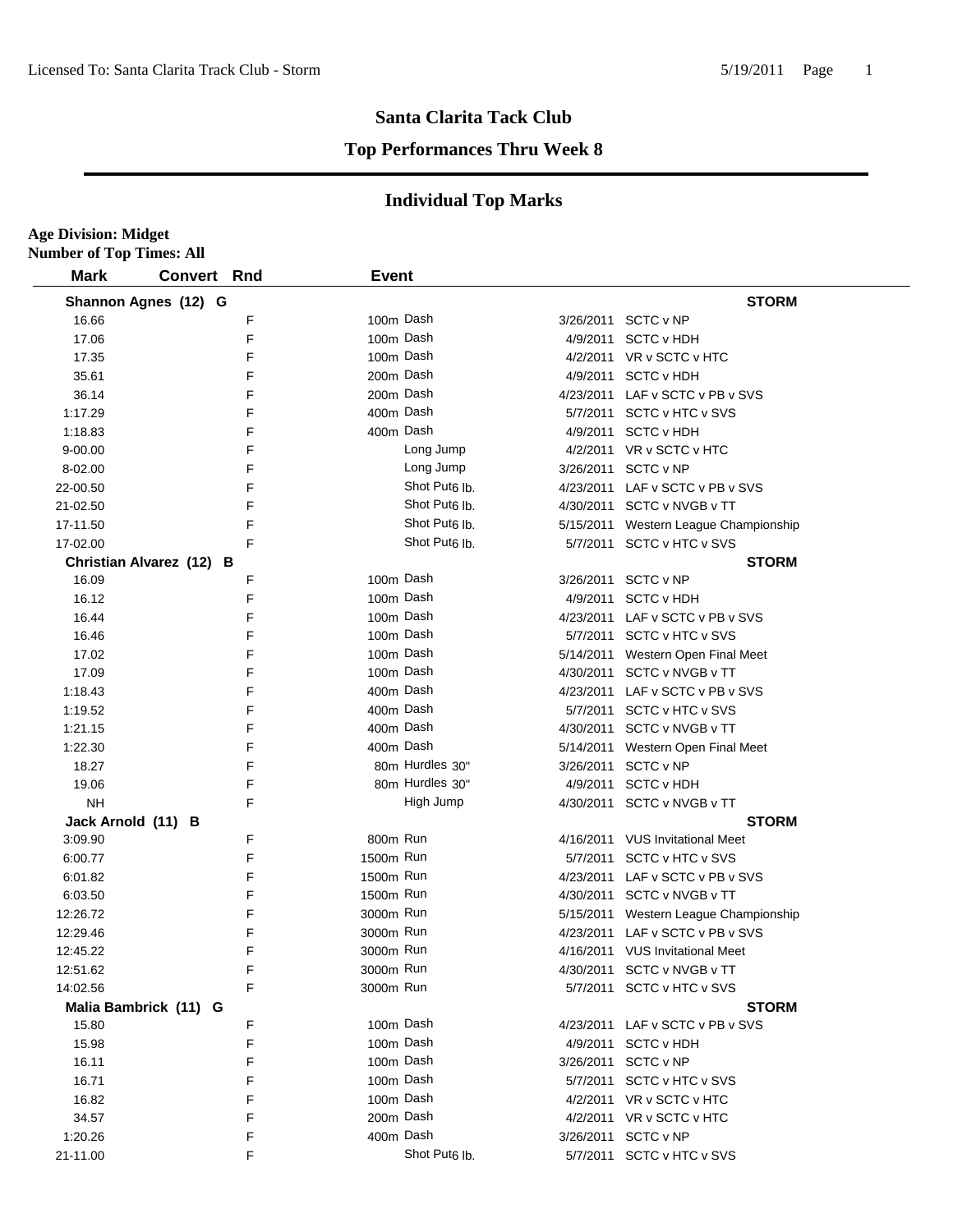# Santa Clarita Tack Club

## Top Performances Thru Week 8

### Individual Top Marks

**Age Division: Midget**
**Number of Top Times: All**

| Mark | Convert | Rnd | Event | Date | Meet |
|---|---|---|---|---|---|
| **Shannon Agnes (12) G** | | | | | **STORM** |
| 16.66 | | F | 100m Dash | 3/26/2011 | SCTC v NP |
| 17.06 | | F | 100m Dash | 4/9/2011 | SCTC v HDH |
| 17.35 | | F | 100m Dash | 4/2/2011 | VR v SCTC v HTC |
| 35.61 | | F | 200m Dash | 4/9/2011 | SCTC v HDH |
| 36.14 | | F | 200m Dash | 4/23/2011 | LAF v SCTC v PB v SVS |
| 1:17.29 | | F | 400m Dash | 5/7/2011 | SCTC v HTC v SVS |
| 1:18.83 | | F | 400m Dash | 4/9/2011 | SCTC v HDH |
| 9-00.00 | | F | Long Jump | 4/2/2011 | VR v SCTC v HTC |
| 8-02.00 | | F | Long Jump | 3/26/2011 | SCTC v NP |
| 22-00.50 | | F | Shot Put6 lb. | 4/23/2011 | LAF v SCTC v PB v SVS |
| 21-02.50 | | F | Shot Put6 lb. | 4/30/2011 | SCTC v NVGB v TT |
| 17-11.50 | | F | Shot Put6 lb. | 5/15/2011 | Western League Championship |
| 17-02.00 | | F | Shot Put6 lb. | 5/7/2011 | SCTC v HTC v SVS |
| **Christian Alvarez (12) B** | | | | | **STORM** |
| 16.09 | | F | 100m Dash | 3/26/2011 | SCTC v NP |
| 16.12 | | F | 100m Dash | 4/9/2011 | SCTC v HDH |
| 16.44 | | F | 100m Dash | 4/23/2011 | LAF v SCTC v PB v SVS |
| 16.46 | | F | 100m Dash | 5/7/2011 | SCTC v HTC v SVS |
| 17.02 | | F | 100m Dash | 5/14/2011 | Western Open Final Meet |
| 17.09 | | F | 100m Dash | 4/30/2011 | SCTC v NVGB v TT |
| 1:18.43 | | F | 400m Dash | 4/23/2011 | LAF v SCTC v PB v SVS |
| 1:19.52 | | F | 400m Dash | 5/7/2011 | SCTC v HTC v SVS |
| 1:21.15 | | F | 400m Dash | 4/30/2011 | SCTC v NVGB v TT |
| 1:22.30 | | F | 400m Dash | 5/14/2011 | Western Open Final Meet |
| 18.27 | | F | 80m Hurdles 30" | 3/26/2011 | SCTC v NP |
| 19.06 | | F | 80m Hurdles 30" | 4/9/2011 | SCTC v HDH |
| NH | | F | High Jump | 4/30/2011 | SCTC v NVGB v TT |
| **Jack Arnold (11) B** | | | | | **STORM** |
| 3:09.90 | | F | 800m Run | 4/16/2011 | VUS Invitational Meet |
| 6:00.77 | | F | 1500m Run | 5/7/2011 | SCTC v HTC v SVS |
| 6:01.82 | | F | 1500m Run | 4/23/2011 | LAF v SCTC v PB v SVS |
| 6:03.50 | | F | 1500m Run | 4/30/2011 | SCTC v NVGB v TT |
| 12:26.72 | | F | 3000m Run | 5/15/2011 | Western League Championship |
| 12:29.46 | | F | 3000m Run | 4/23/2011 | LAF v SCTC v PB v SVS |
| 12:45.22 | | F | 3000m Run | 4/16/2011 | VUS Invitational Meet |
| 12:51.62 | | F | 3000m Run | 4/30/2011 | SCTC v NVGB v TT |
| 14:02.56 | | F | 3000m Run | 5/7/2011 | SCTC v HTC v SVS |
| **Malia Bambrick (11) G** | | | | | **STORM** |
| 15.80 | | F | 100m Dash | 4/23/2011 | LAF v SCTC v PB v SVS |
| 15.98 | | F | 100m Dash | 4/9/2011 | SCTC v HDH |
| 16.11 | | F | 100m Dash | 3/26/2011 | SCTC v NP |
| 16.71 | | F | 100m Dash | 5/7/2011 | SCTC v HTC v SVS |
| 16.82 | | F | 100m Dash | 4/2/2011 | VR v SCTC v HTC |
| 34.57 | | F | 200m Dash | 4/2/2011 | VR v SCTC v HTC |
| 1:20.26 | | F | 400m Dash | 3/26/2011 | SCTC v NP |
| 21-11.00 | | F | Shot Put6 lb. | 5/7/2011 | SCTC v HTC v SVS |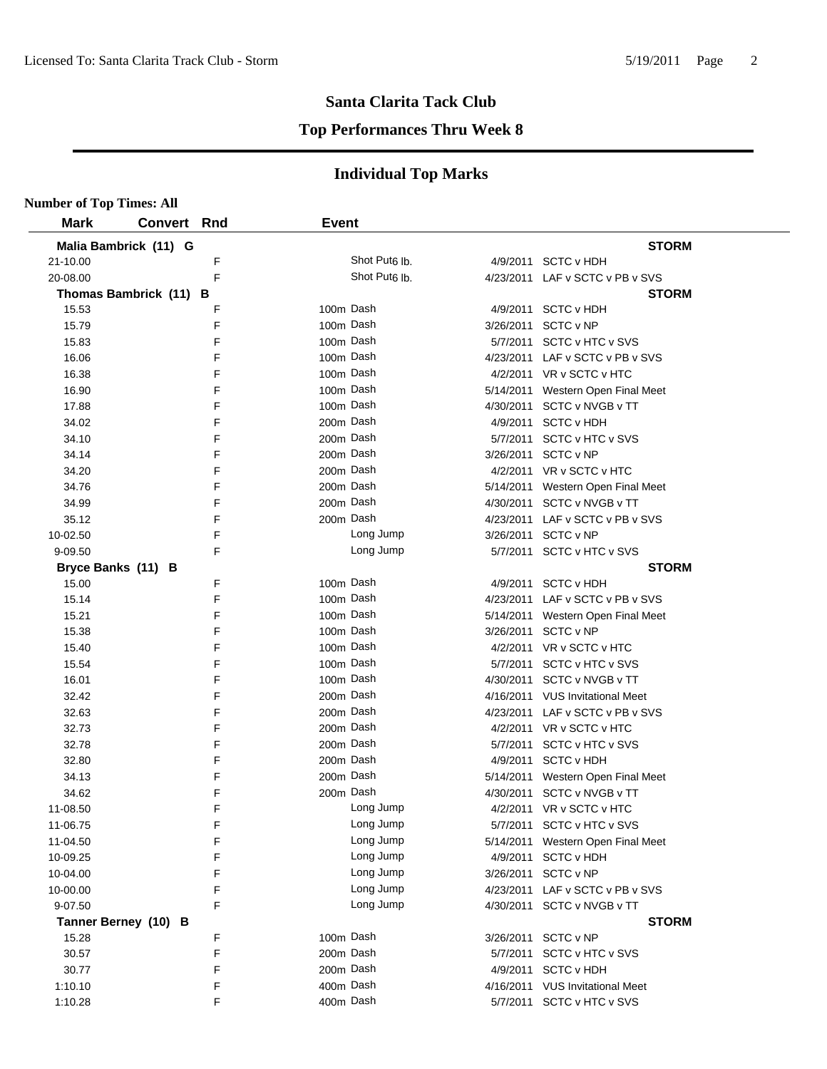# Santa Clarita Tack Club

## Top Performances Thru Week 8

### Individual Top Marks

**Number of Top Times: All**

| Mark | Convert | Rnd | Event | Date | Meet |
|---|---|---|---|---|---|
| **Malia Bambrick (11) G** | | | | | **STORM** |
| 21-10.00 | | F | Shot Put6 lb. | 4/9/2011 | SCTC v HDH |
| 20-08.00 | | F | Shot Put6 lb. | 4/23/2011 | LAF v SCTC v PB v SVS |
| **Thomas Bambrick (11) B** | | | | | **STORM** |
| 15.53 | | F | 100m Dash | 4/9/2011 | SCTC v HDH |
| 15.79 | | F | 100m Dash | 3/26/2011 | SCTC v NP |
| 15.83 | | F | 100m Dash | 5/7/2011 | SCTC v HTC v SVS |
| 16.06 | | F | 100m Dash | 4/23/2011 | LAF v SCTC v PB v SVS |
| 16.38 | | F | 100m Dash | 4/2/2011 | VR v SCTC v HTC |
| 16.90 | | F | 100m Dash | 5/14/2011 | Western Open Final Meet |
| 17.88 | | F | 100m Dash | 4/30/2011 | SCTC v NVGB v TT |
| 34.02 | | F | 200m Dash | 4/9/2011 | SCTC v HDH |
| 34.10 | | F | 200m Dash | 5/7/2011 | SCTC v HTC v SVS |
| 34.14 | | F | 200m Dash | 3/26/2011 | SCTC v NP |
| 34.20 | | F | 200m Dash | 4/2/2011 | VR v SCTC v HTC |
| 34.76 | | F | 200m Dash | 5/14/2011 | Western Open Final Meet |
| 34.99 | | F | 200m Dash | 4/30/2011 | SCTC v NVGB v TT |
| 35.12 | | F | 200m Dash | 4/23/2011 | LAF v SCTC v PB v SVS |
| 10-02.50 | | F | Long Jump | 3/26/2011 | SCTC v NP |
| 9-09.50 | | F | Long Jump | 5/7/2011 | SCTC v HTC v SVS |
| **Bryce Banks (11) B** | | | | | **STORM** |
| 15.00 | | F | 100m Dash | 4/9/2011 | SCTC v HDH |
| 15.14 | | F | 100m Dash | 4/23/2011 | LAF v SCTC v PB v SVS |
| 15.21 | | F | 100m Dash | 5/14/2011 | Western Open Final Meet |
| 15.38 | | F | 100m Dash | 3/26/2011 | SCTC v NP |
| 15.40 | | F | 100m Dash | 4/2/2011 | VR v SCTC v HTC |
| 15.54 | | F | 100m Dash | 5/7/2011 | SCTC v HTC v SVS |
| 16.01 | | F | 100m Dash | 4/30/2011 | SCTC v NVGB v TT |
| 32.42 | | F | 200m Dash | 4/16/2011 | VUS Invitational Meet |
| 32.63 | | F | 200m Dash | 4/23/2011 | LAF v SCTC v PB v SVS |
| 32.73 | | F | 200m Dash | 4/2/2011 | VR v SCTC v HTC |
| 32.78 | | F | 200m Dash | 5/7/2011 | SCTC v HTC v SVS |
| 32.80 | | F | 200m Dash | 4/9/2011 | SCTC v HDH |
| 34.13 | | F | 200m Dash | 5/14/2011 | Western Open Final Meet |
| 34.62 | | F | 200m Dash | 4/30/2011 | SCTC v NVGB v TT |
| 11-08.50 | | F | Long Jump | 4/2/2011 | VR v SCTC v HTC |
| 11-06.75 | | F | Long Jump | 5/7/2011 | SCTC v HTC v SVS |
| 11-04.50 | | F | Long Jump | 5/14/2011 | Western Open Final Meet |
| 10-09.25 | | F | Long Jump | 4/9/2011 | SCTC v HDH |
| 10-04.00 | | F | Long Jump | 3/26/2011 | SCTC v NP |
| 10-00.00 | | F | Long Jump | 4/23/2011 | LAF v SCTC v PB v SVS |
| 9-07.50 | | F | Long Jump | 4/30/2011 | SCTC v NVGB v TT |
| **Tanner Berney (10) B** | | | | | **STORM** |
| 15.28 | | F | 100m Dash | 3/26/2011 | SCTC v NP |
| 30.57 | | F | 200m Dash | 5/7/2011 | SCTC v HTC v SVS |
| 30.77 | | F | 200m Dash | 4/9/2011 | SCTC v HDH |
| 1:10.10 | | F | 400m Dash | 4/16/2011 | VUS Invitational Meet |
| 1:10.28 | | F | 400m Dash | 5/7/2011 | SCTC v HTC v SVS |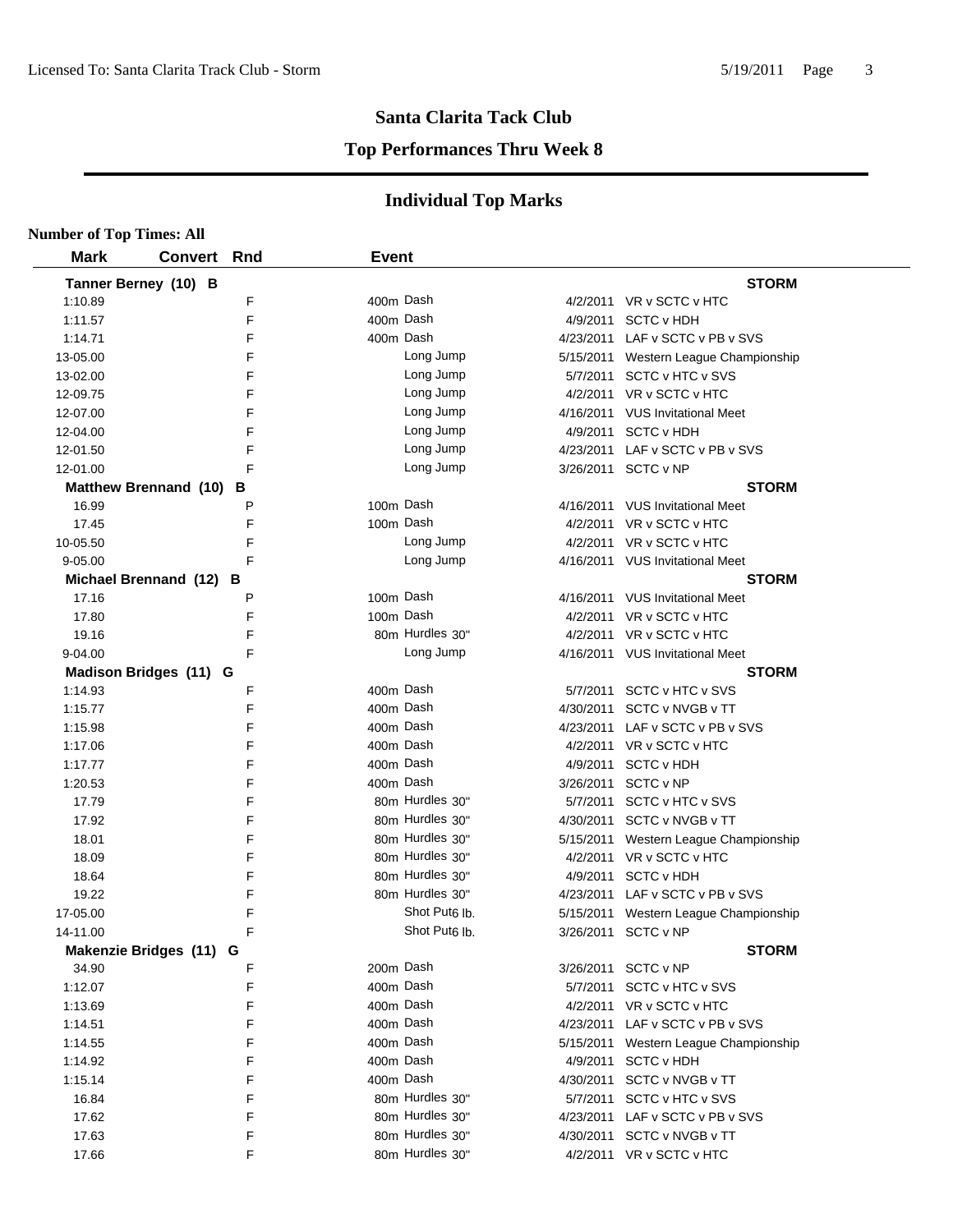## Santa Clarita Tack Club

### Top Performances Thru Week 8

### Individual Top Marks

**Number of Top Times: All**

| Mark | Convert | Rnd | Event | Date | Meet |
|---|---|---|---|---|---|
| **Tanner Berney (10) B** | | | | | **STORM** |
| 1:10.89 | | F | 400m Dash | 4/2/2011 | VR v SCTC v HTC |
| 1:11.57 | | F | 400m Dash | 4/9/2011 | SCTC v HDH |
| 1:14.71 | | F | 400m Dash | 4/23/2011 | LAF v SCTC v PB v SVS |
| 13-05.00 | | F | Long Jump | 5/15/2011 | Western League Championship |
| 13-02.00 | | F | Long Jump | 5/7/2011 | SCTC v HTC v SVS |
| 12-09.75 | | F | Long Jump | 4/2/2011 | VR v SCTC v HTC |
| 12-07.00 | | F | Long Jump | 4/16/2011 | VUS Invitational Meet |
| 12-04.00 | | F | Long Jump | 4/9/2011 | SCTC v HDH |
| 12-01.50 | | F | Long Jump | 4/23/2011 | LAF v SCTC v PB v SVS |
| 12-01.00 | | F | Long Jump | 3/26/2011 | SCTC v NP |
| **Matthew Brennand (10) B** | | | | | **STORM** |
| 16.99 | | P | 100m Dash | 4/16/2011 | VUS Invitational Meet |
| 17.45 | | F | 100m Dash | 4/2/2011 | VR v SCTC v HTC |
| 10-05.50 | | F | Long Jump | 4/2/2011 | VR v SCTC v HTC |
| 9-05.00 | | F | Long Jump | 4/16/2011 | VUS Invitational Meet |
| **Michael Brennand (12) B** | | | | | **STORM** |
| 17.16 | | P | 100m Dash | 4/16/2011 | VUS Invitational Meet |
| 17.80 | | F | 100m Dash | 4/2/2011 | VR v SCTC v HTC |
| 19.16 | | F | 80m Hurdles 30" | 4/2/2011 | VR v SCTC v HTC |
| 9-04.00 | | F | Long Jump | 4/16/2011 | VUS Invitational Meet |
| **Madison Bridges (11) G** | | | | | **STORM** |
| 1:14.93 | | F | 400m Dash | 5/7/2011 | SCTC v HTC v SVS |
| 1:15.77 | | F | 400m Dash | 4/30/2011 | SCTC v NVGB v TT |
| 1:15.98 | | F | 400m Dash | 4/23/2011 | LAF v SCTC v PB v SVS |
| 1:17.06 | | F | 400m Dash | 4/2/2011 | VR v SCTC v HTC |
| 1:17.77 | | F | 400m Dash | 4/9/2011 | SCTC v HDH |
| 1:20.53 | | F | 400m Dash | 3/26/2011 | SCTC v NP |
| 17.79 | | F | 80m Hurdles 30" | 5/7/2011 | SCTC v HTC v SVS |
| 17.92 | | F | 80m Hurdles 30" | 4/30/2011 | SCTC v NVGB v TT |
| 18.01 | | F | 80m Hurdles 30" | 5/15/2011 | Western League Championship |
| 18.09 | | F | 80m Hurdles 30" | 4/2/2011 | VR v SCTC v HTC |
| 18.64 | | F | 80m Hurdles 30" | 4/9/2011 | SCTC v HDH |
| 19.22 | | F | 80m Hurdles 30" | 4/23/2011 | LAF v SCTC v PB v SVS |
| 17-05.00 | | F | Shot Put 6 lb. | 5/15/2011 | Western League Championship |
| 14-11.00 | | F | Shot Put 6 lb. | 3/26/2011 | SCTC v NP |
| **Makenzie Bridges (11) G** | | | | | **STORM** |
| 34.90 | | F | 200m Dash | 3/26/2011 | SCTC v NP |
| 1:12.07 | | F | 400m Dash | 5/7/2011 | SCTC v HTC v SVS |
| 1:13.69 | | F | 400m Dash | 4/2/2011 | VR v SCTC v HTC |
| 1:14.51 | | F | 400m Dash | 4/23/2011 | LAF v SCTC v PB v SVS |
| 1:14.55 | | F | 400m Dash | 5/15/2011 | Western League Championship |
| 1:14.92 | | F | 400m Dash | 4/9/2011 | SCTC v HDH |
| 1:15.14 | | F | 400m Dash | 4/30/2011 | SCTC v NVGB v TT |
| 16.84 | | F | 80m Hurdles 30" | 5/7/2011 | SCTC v HTC v SVS |
| 17.62 | | F | 80m Hurdles 30" | 4/23/2011 | LAF v SCTC v PB v SVS |
| 17.63 | | F | 80m Hurdles 30" | 4/30/2011 | SCTC v NVGB v TT |
| 17.66 | | F | 80m Hurdles 30" | 4/2/2011 | VR v SCTC v HTC |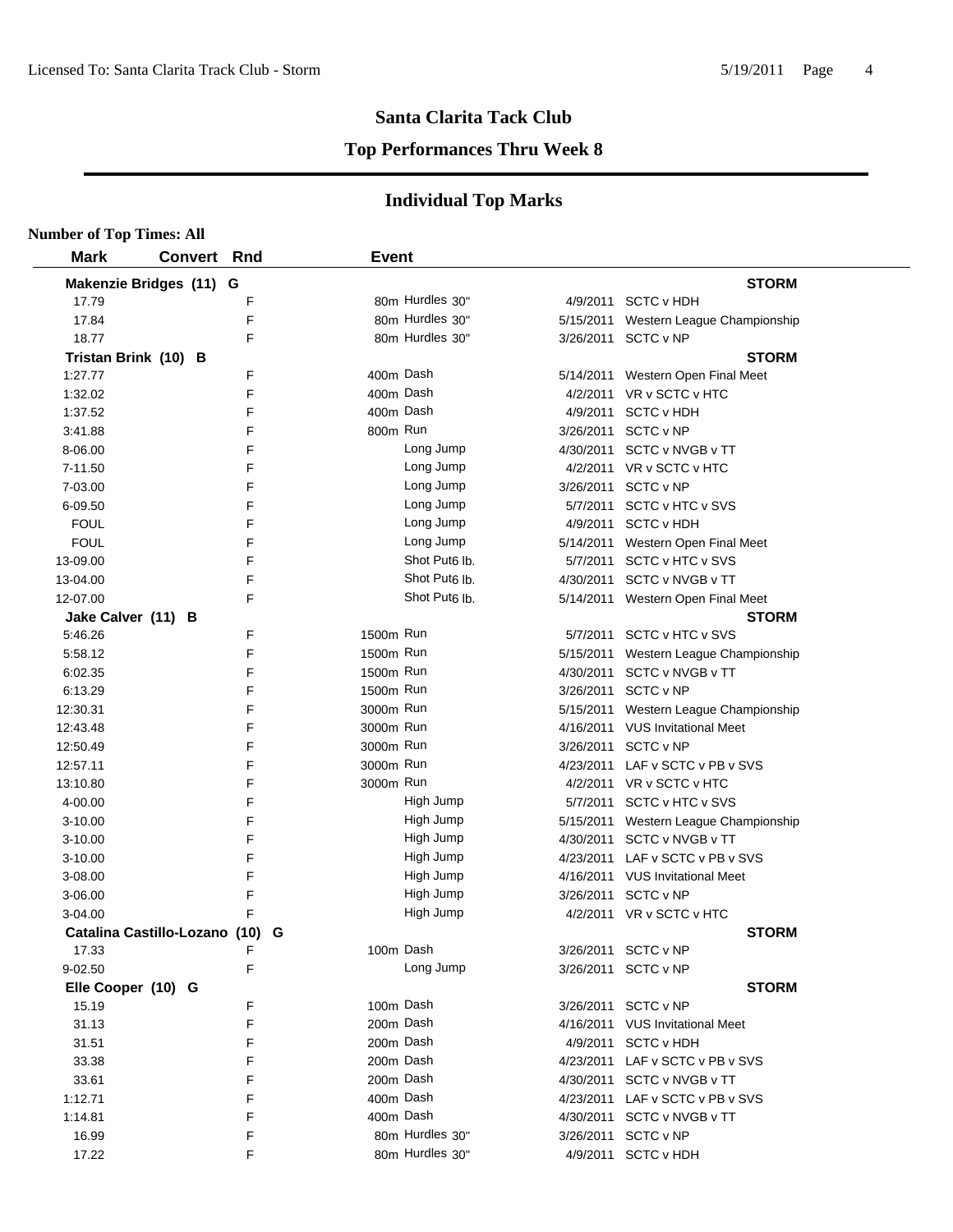# Santa Clarita Tack Club

## Top Performances Thru Week 8

### Individual Top Marks

**Number of Top Times: All**

| Mark | Convert | Rnd | Event | Date | Meet |
|---|---|---|---|---|---|
| **Makenzie Bridges (11) G** | | | | | **STORM** |
| 17.79 | | F | 80m Hurdles 30" | 4/9/2011 | SCTC v HDH |
| 17.84 | | F | 80m Hurdles 30" | 5/15/2011 | Western League Championship |
| 18.77 | | F | 80m Hurdles 30" | 3/26/2011 | SCTC v NP |
| **Tristan Brink (10) B** | | | | | **STORM** |
| 1:27.77 | | F | 400m Dash | 5/14/2011 | Western Open Final Meet |
| 1:32.02 | | F | 400m Dash | 4/2/2011 | VR v SCTC v HTC |
| 1:37.52 | | F | 400m Dash | 4/9/2011 | SCTC v HDH |
| 3:41.88 | | F | 800m Run | 3/26/2011 | SCTC v NP |
| 8-06.00 | | F | Long Jump | 4/30/2011 | SCTC v NVGB v TT |
| 7-11.50 | | F | Long Jump | 4/2/2011 | VR v SCTC v HTC |
| 7-03.00 | | F | Long Jump | 3/26/2011 | SCTC v NP |
| 6-09.50 | | F | Long Jump | 5/7/2011 | SCTC v HTC v SVS |
| FOUL | | F | Long Jump | 4/9/2011 | SCTC v HDH |
| FOUL | | F | Long Jump | 5/14/2011 | Western Open Final Meet |
| 13-09.00 | | F | Shot Put 6 lb. | 5/7/2011 | SCTC v HTC v SVS |
| 13-04.00 | | F | Shot Put 6 lb. | 4/30/2011 | SCTC v NVGB v TT |
| 12-07.00 | | F | Shot Put 6 lb. | 5/14/2011 | Western Open Final Meet |
| **Jake Calver (11) B** | | | | | **STORM** |
| 5:46.26 | | F | 1500m Run | 5/7/2011 | SCTC v HTC v SVS |
| 5:58.12 | | F | 1500m Run | 5/15/2011 | Western League Championship |
| 6:02.35 | | F | 1500m Run | 4/30/2011 | SCTC v NVGB v TT |
| 6:13.29 | | F | 1500m Run | 3/26/2011 | SCTC v NP |
| 12:30.31 | | F | 3000m Run | 5/15/2011 | Western League Championship |
| 12:43.48 | | F | 3000m Run | 4/16/2011 | VUS Invitational Meet |
| 12:50.49 | | F | 3000m Run | 3/26/2011 | SCTC v NP |
| 12:57.11 | | F | 3000m Run | 4/23/2011 | LAF v SCTC v PB v SVS |
| 13:10.80 | | F | 3000m Run | 4/2/2011 | VR v SCTC v HTC |
| 4-00.00 | | F | High Jump | 5/7/2011 | SCTC v HTC v SVS |
| 3-10.00 | | F | High Jump | 5/15/2011 | Western League Championship |
| 3-10.00 | | F | High Jump | 4/30/2011 | SCTC v NVGB v TT |
| 3-10.00 | | F | High Jump | 4/23/2011 | LAF v SCTC v PB v SVS |
| 3-08.00 | | F | High Jump | 4/16/2011 | VUS Invitational Meet |
| 3-06.00 | | F | High Jump | 3/26/2011 | SCTC v NP |
| 3-04.00 | | F | High Jump | 4/2/2011 | VR v SCTC v HTC |
| **Catalina Castillo-Lozano (10) G** | | | | | **STORM** |
| 17.33 | | F | 100m Dash | 3/26/2011 | SCTC v NP |
| 9-02.50 | | F | Long Jump | 3/26/2011 | SCTC v NP |
| **Elle Cooper (10) G** | | | | | **STORM** |
| 15.19 | | F | 100m Dash | 3/26/2011 | SCTC v NP |
| 31.13 | | F | 200m Dash | 4/16/2011 | VUS Invitational Meet |
| 31.51 | | F | 200m Dash | 4/9/2011 | SCTC v HDH |
| 33.38 | | F | 200m Dash | 4/23/2011 | LAF v SCTC v PB v SVS |
| 33.61 | | F | 200m Dash | 4/30/2011 | SCTC v NVGB v TT |
| 1:12.71 | | F | 400m Dash | 4/23/2011 | LAF v SCTC v PB v SVS |
| 1:14.81 | | F | 400m Dash | 4/30/2011 | SCTC v NVGB v TT |
| 16.99 | | F | 80m Hurdles 30" | 3/26/2011 | SCTC v NP |
| 17.22 | | F | 80m Hurdles 30" | 4/9/2011 | SCTC v HDH |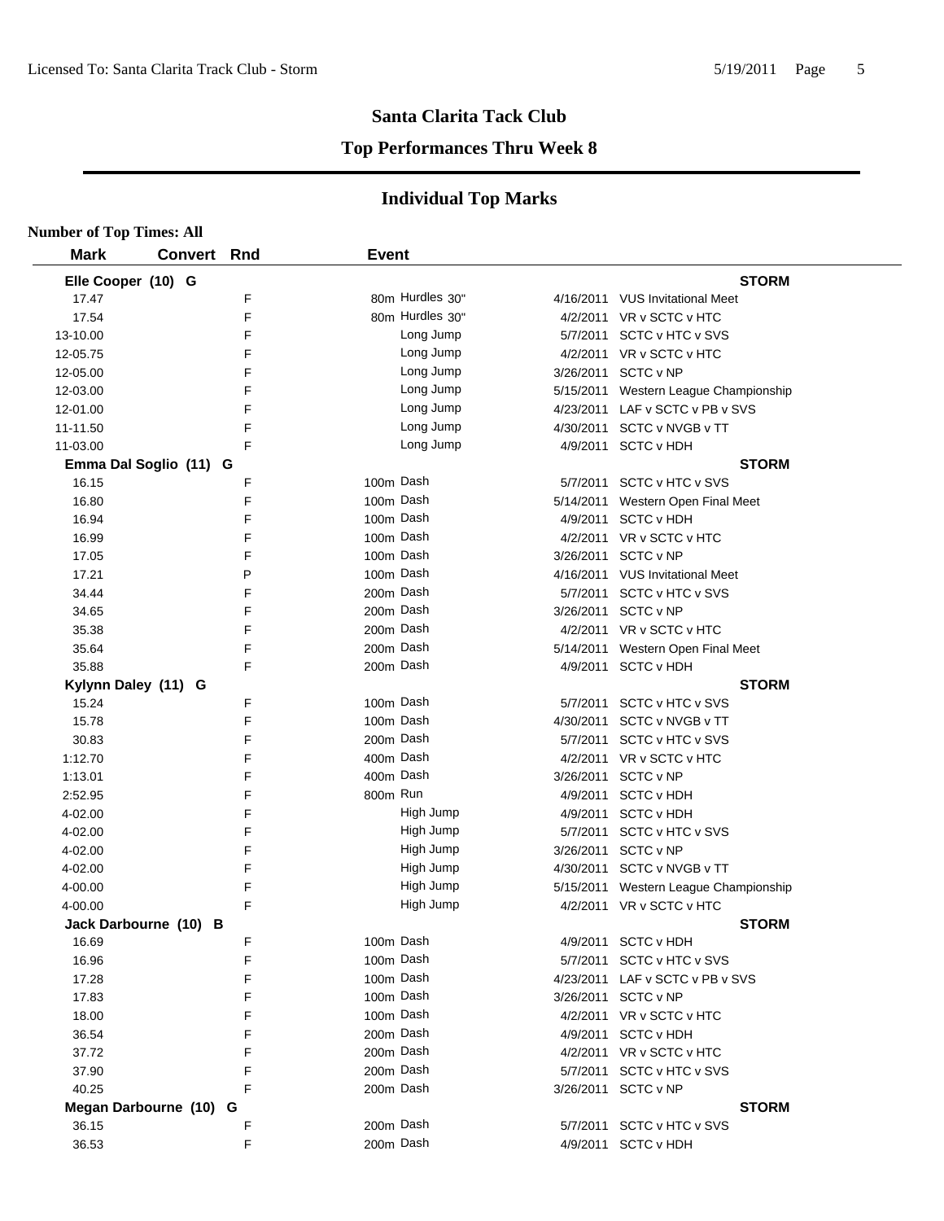## Santa Clarita Tack Club

### Top Performances Thru Week 8

### Individual Top Marks

**Number of Top Times: All**

| Mark | Convert | Rnd | Event | Date | Meet |
|---|---|---|---|---|---|
| **Elle Cooper (10) G** | | | | | **STORM** |
| 17.47 | | F | 80m Hurdles 30" | 4/16/2011 | VUS Invitational Meet |
| 17.54 | | F | 80m Hurdles 30" | 4/2/2011 | VR v SCTC v HTC |
| 13-10.00 | | F | Long Jump | 5/7/2011 | SCTC v HTC v SVS |
| 12-05.75 | | F | Long Jump | 4/2/2011 | VR v SCTC v HTC |
| 12-05.00 | | F | Long Jump | 3/26/2011 | SCTC v NP |
| 12-03.00 | | F | Long Jump | 5/15/2011 | Western League Championship |
| 12-01.00 | | F | Long Jump | 4/23/2011 | LAF v SCTC v PB v SVS |
| 11-11.50 | | F | Long Jump | 4/30/2011 | SCTC v NVGB v TT |
| 11-03.00 | | F | Long Jump | 4/9/2011 | SCTC v HDH |
| **Emma Dal Soglio (11) G** | | | | | **STORM** |
| 16.15 | | F | 100m Dash | 5/7/2011 | SCTC v HTC v SVS |
| 16.80 | | F | 100m Dash | 5/14/2011 | Western Open Final Meet |
| 16.94 | | F | 100m Dash | 4/9/2011 | SCTC v HDH |
| 16.99 | | F | 100m Dash | 4/2/2011 | VR v SCTC v HTC |
| 17.05 | | F | 100m Dash | 3/26/2011 | SCTC v NP |
| 17.21 | | P | 100m Dash | 4/16/2011 | VUS Invitational Meet |
| 34.44 | | F | 200m Dash | 5/7/2011 | SCTC v HTC v SVS |
| 34.65 | | F | 200m Dash | 3/26/2011 | SCTC v NP |
| 35.38 | | F | 200m Dash | 4/2/2011 | VR v SCTC v HTC |
| 35.64 | | F | 200m Dash | 5/14/2011 | Western Open Final Meet |
| 35.88 | | F | 200m Dash | 4/9/2011 | SCTC v HDH |
| **Kylynn Daley (11) G** | | | | | **STORM** |
| 15.24 | | F | 100m Dash | 5/7/2011 | SCTC v HTC v SVS |
| 15.78 | | F | 100m Dash | 4/30/2011 | SCTC v NVGB v TT |
| 30.83 | | F | 200m Dash | 5/7/2011 | SCTC v HTC v SVS |
| 1:12.70 | | F | 400m Dash | 4/2/2011 | VR v SCTC v HTC |
| 1:13.01 | | F | 400m Dash | 3/26/2011 | SCTC v NP |
| 2:52.95 | | F | 800m Run | 4/9/2011 | SCTC v HDH |
| 4-02.00 | | F | High Jump | 4/9/2011 | SCTC v HDH |
| 4-02.00 | | F | High Jump | 5/7/2011 | SCTC v HTC v SVS |
| 4-02.00 | | F | High Jump | 3/26/2011 | SCTC v NP |
| 4-02.00 | | F | High Jump | 4/30/2011 | SCTC v NVGB v TT |
| 4-00.00 | | F | High Jump | 5/15/2011 | Western League Championship |
| 4-00.00 | | F | High Jump | 4/2/2011 | VR v SCTC v HTC |
| **Jack Darbourne (10) B** | | | | | **STORM** |
| 16.69 | | F | 100m Dash | 4/9/2011 | SCTC v HDH |
| 16.96 | | F | 100m Dash | 5/7/2011 | SCTC v HTC v SVS |
| 17.28 | | F | 100m Dash | 4/23/2011 | LAF v SCTC v PB v SVS |
| 17.83 | | F | 100m Dash | 3/26/2011 | SCTC v NP |
| 18.00 | | F | 100m Dash | 4/2/2011 | VR v SCTC v HTC |
| 36.54 | | F | 200m Dash | 4/9/2011 | SCTC v HDH |
| 37.72 | | F | 200m Dash | 4/2/2011 | VR v SCTC v HTC |
| 37.90 | | F | 200m Dash | 5/7/2011 | SCTC v HTC v SVS |
| 40.25 | | F | 200m Dash | 3/26/2011 | SCTC v NP |
| **Megan Darbourne (10) G** | | | | | **STORM** |
| 36.15 | | F | 200m Dash | 5/7/2011 | SCTC v HTC v SVS |
| 36.53 | | F | 200m Dash | 4/9/2011 | SCTC v HDH |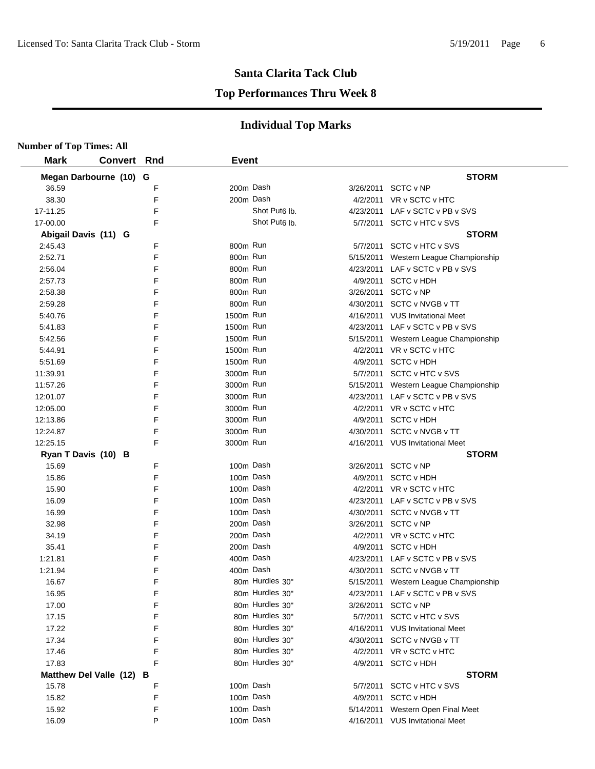## Santa Clarita Tack Club

## Top Performances Thru Week 8

## Individual Top Marks

**Number of Top Times: All**

| Mark | Convert | Rnd | Event | Date | Meet |
|---|---|---|---|---|---|
| **Megan Darbourne (10) G** | | | | | **STORM** |
| 36.59 | | F | 200m Dash | 3/26/2011 | SCTC v NP |
| 38.30 | | F | 200m Dash | 4/2/2011 | VR v SCTC v HTC |
| 17-11.25 | | F | Shot Put6 lb. | 4/23/2011 | LAF v SCTC v PB v SVS |
| 17-00.00 | | F | Shot Put6 lb. | 5/7/2011 | SCTC v HTC v SVS |
| **Abigail Davis (11) G** | | | | | **STORM** |
| 2:45.43 | | F | 800m Run | 5/7/2011 | SCTC v HTC v SVS |
| 2:52.71 | | F | 800m Run | 5/15/2011 | Western League Championship |
| 2:56.04 | | F | 800m Run | 4/23/2011 | LAF v SCTC v PB v SVS |
| 2:57.73 | | F | 800m Run | 4/9/2011 | SCTC v HDH |
| 2:58.38 | | F | 800m Run | 3/26/2011 | SCTC v NP |
| 2:59.28 | | F | 800m Run | 4/30/2011 | SCTC v NVGB v TT |
| 5:40.76 | | F | 1500m Run | 4/16/2011 | VUS Invitational Meet |
| 5:41.83 | | F | 1500m Run | 4/23/2011 | LAF v SCTC v PB v SVS |
| 5:42.56 | | F | 1500m Run | 5/15/2011 | Western League Championship |
| 5:44.91 | | F | 1500m Run | 4/2/2011 | VR v SCTC v HTC |
| 5:51.69 | | F | 1500m Run | 4/9/2011 | SCTC v HDH |
| 11:39.91 | | F | 3000m Run | 5/7/2011 | SCTC v HTC v SVS |
| 11:57.26 | | F | 3000m Run | 5/15/2011 | Western League Championship |
| 12:01.07 | | F | 3000m Run | 4/23/2011 | LAF v SCTC v PB v SVS |
| 12:05.00 | | F | 3000m Run | 4/2/2011 | VR v SCTC v HTC |
| 12:13.86 | | F | 3000m Run | 4/9/2011 | SCTC v HDH |
| 12:24.87 | | F | 3000m Run | 4/30/2011 | SCTC v NVGB v TT |
| 12:25.15 | | F | 3000m Run | 4/16/2011 | VUS Invitational Meet |
| **Ryan T Davis (10) B** | | | | | **STORM** |
| 15.69 | | F | 100m Dash | 3/26/2011 | SCTC v NP |
| 15.86 | | F | 100m Dash | 4/9/2011 | SCTC v HDH |
| 15.90 | | F | 100m Dash | 4/2/2011 | VR v SCTC v HTC |
| 16.09 | | F | 100m Dash | 4/23/2011 | LAF v SCTC v PB v SVS |
| 16.99 | | F | 100m Dash | 4/30/2011 | SCTC v NVGB v TT |
| 32.98 | | F | 200m Dash | 3/26/2011 | SCTC v NP |
| 34.19 | | F | 200m Dash | 4/2/2011 | VR v SCTC v HTC |
| 35.41 | | F | 200m Dash | 4/9/2011 | SCTC v HDH |
| 1:21.81 | | F | 400m Dash | 4/23/2011 | LAF v SCTC v PB v SVS |
| 1:21.94 | | F | 400m Dash | 4/30/2011 | SCTC v NVGB v TT |
| 16.67 | | F | 80m Hurdles 30" | 5/15/2011 | Western League Championship |
| 16.95 | | F | 80m Hurdles 30" | 4/23/2011 | LAF v SCTC v PB v SVS |
| 17.00 | | F | 80m Hurdles 30" | 3/26/2011 | SCTC v NP |
| 17.15 | | F | 80m Hurdles 30" | 5/7/2011 | SCTC v HTC v SVS |
| 17.22 | | F | 80m Hurdles 30" | 4/16/2011 | VUS Invitational Meet |
| 17.34 | | F | 80m Hurdles 30" | 4/30/2011 | SCTC v NVGB v TT |
| 17.46 | | F | 80m Hurdles 30" | 4/2/2011 | VR v SCTC v HTC |
| 17.83 | | F | 80m Hurdles 30" | 4/9/2011 | SCTC v HDH |
| **Matthew Del Valle (12) B** | | | | | **STORM** |
| 15.78 | | F | 100m Dash | 5/7/2011 | SCTC v HTC v SVS |
| 15.82 | | F | 100m Dash | 4/9/2011 | SCTC v HDH |
| 15.92 | | F | 100m Dash | 5/14/2011 | Western Open Final Meet |
| 16.09 | | P | 100m Dash | 4/16/2011 | VUS Invitational Meet |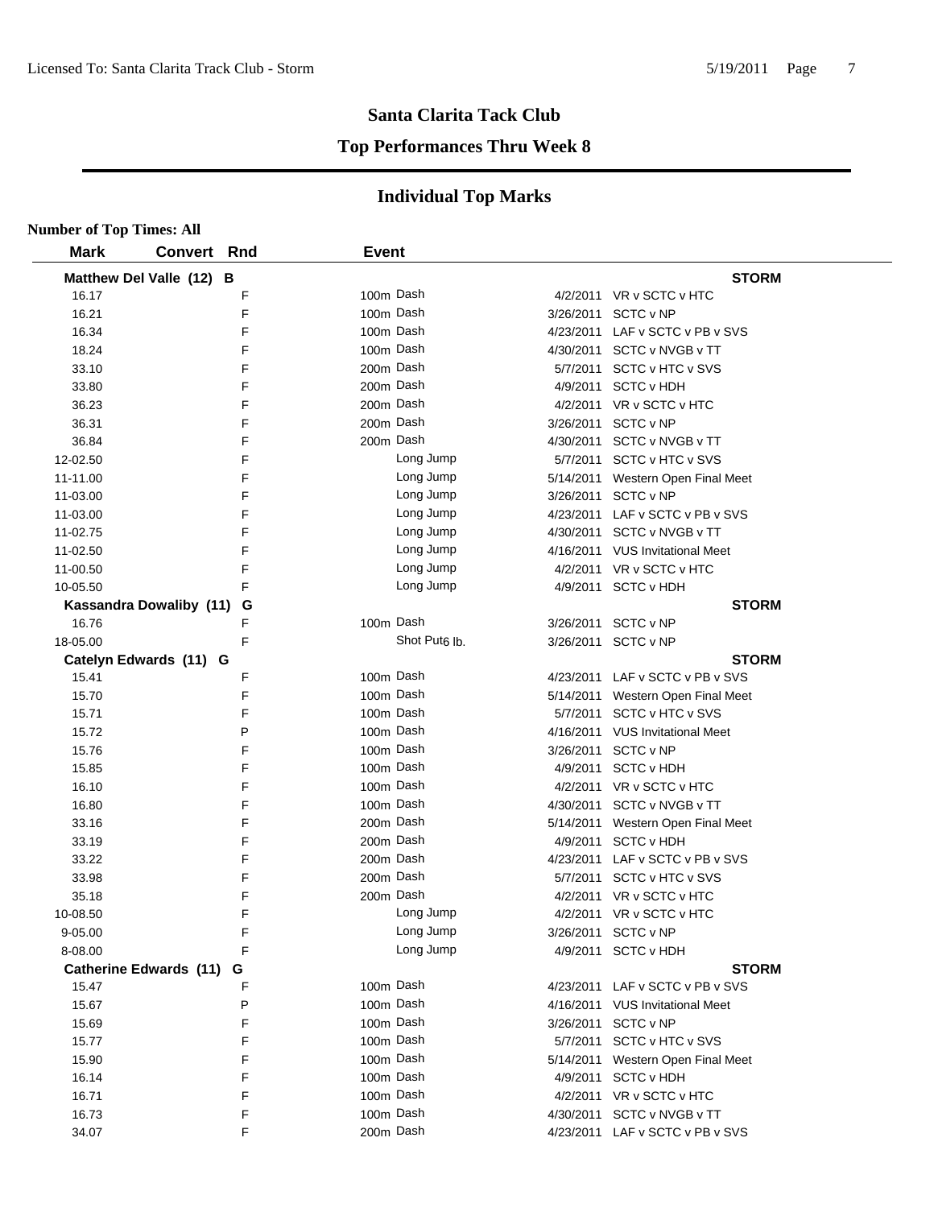# Santa Clarita Tack Club

## Top Performances Thru Week 8

### Individual Top Marks

**Number of Top Times: All**

| Mark | Convert | Rnd | Event | Date | Meet |
|---|---|---|---|---|---|
| **Matthew Del Valle (12) B** | | | | | **STORM** |
| 16.17 | | F | 100m Dash | 4/2/2011 | VR v SCTC v HTC |
| 16.21 | | F | 100m Dash | 3/26/2011 | SCTC v NP |
| 16.34 | | F | 100m Dash | 4/23/2011 | LAF v SCTC v PB v SVS |
| 18.24 | | F | 100m Dash | 4/30/2011 | SCTC v NVGB v TT |
| 33.10 | | F | 200m Dash | 5/7/2011 | SCTC v HTC v SVS |
| 33.80 | | F | 200m Dash | 4/9/2011 | SCTC v HDH |
| 36.23 | | F | 200m Dash | 4/2/2011 | VR v SCTC v HTC |
| 36.31 | | F | 200m Dash | 3/26/2011 | SCTC v NP |
| 36.84 | | F | 200m Dash | 4/30/2011 | SCTC v NVGB v TT |
| 12-02.50 | | F | Long Jump | 5/7/2011 | SCTC v HTC v SVS |
| 11-11.00 | | F | Long Jump | 5/14/2011 | Western Open Final Meet |
| 11-03.00 | | F | Long Jump | 3/26/2011 | SCTC v NP |
| 11-03.00 | | F | Long Jump | 4/23/2011 | LAF v SCTC v PB v SVS |
| 11-02.75 | | F | Long Jump | 4/30/2011 | SCTC v NVGB v TT |
| 11-02.50 | | F | Long Jump | 4/16/2011 | VUS Invitational Meet |
| 11-00.50 | | F | Long Jump | 4/2/2011 | VR v SCTC v HTC |
| 10-05.50 | | F | Long Jump | 4/9/2011 | SCTC v HDH |
| **Kassandra Dowaliby (11) G** | | | | | **STORM** |
| 16.76 | | F | 100m Dash | 3/26/2011 | SCTC v NP |
| 18-05.00 | | F | Shot Put6 lb. | 3/26/2011 | SCTC v NP |
| **Catelyn Edwards (11) G** | | | | | **STORM** |
| 15.41 | | F | 100m Dash | 4/23/2011 | LAF v SCTC v PB v SVS |
| 15.70 | | F | 100m Dash | 5/14/2011 | Western Open Final Meet |
| 15.71 | | F | 100m Dash | 5/7/2011 | SCTC v HTC v SVS |
| 15.72 | | P | 100m Dash | 4/16/2011 | VUS Invitational Meet |
| 15.76 | | F | 100m Dash | 3/26/2011 | SCTC v NP |
| 15.85 | | F | 100m Dash | 4/9/2011 | SCTC v HDH |
| 16.10 | | F | 100m Dash | 4/2/2011 | VR v SCTC v HTC |
| 16.80 | | F | 100m Dash | 4/30/2011 | SCTC v NVGB v TT |
| 33.16 | | F | 200m Dash | 5/14/2011 | Western Open Final Meet |
| 33.19 | | F | 200m Dash | 4/9/2011 | SCTC v HDH |
| 33.22 | | F | 200m Dash | 4/23/2011 | LAF v SCTC v PB v SVS |
| 33.98 | | F | 200m Dash | 5/7/2011 | SCTC v HTC v SVS |
| 35.18 | | F | 200m Dash | 4/2/2011 | VR v SCTC v HTC |
| 10-08.50 | | F | Long Jump | 4/2/2011 | VR v SCTC v HTC |
| 9-05.00 | | F | Long Jump | 3/26/2011 | SCTC v NP |
| 8-08.00 | | F | Long Jump | 4/9/2011 | SCTC v HDH |
| **Catherine Edwards (11) G** | | | | | **STORM** |
| 15.47 | | F | 100m Dash | 4/23/2011 | LAF v SCTC v PB v SVS |
| 15.67 | | P | 100m Dash | 4/16/2011 | VUS Invitational Meet |
| 15.69 | | F | 100m Dash | 3/26/2011 | SCTC v NP |
| 15.77 | | F | 100m Dash | 5/7/2011 | SCTC v HTC v SVS |
| 15.90 | | F | 100m Dash | 5/14/2011 | Western Open Final Meet |
| 16.14 | | F | 100m Dash | 4/9/2011 | SCTC v HDH |
| 16.71 | | F | 100m Dash | 4/2/2011 | VR v SCTC v HTC |
| 16.73 | | F | 100m Dash | 4/30/2011 | SCTC v NVGB v TT |
| 34.07 | | F | 200m Dash | 4/23/2011 | LAF v SCTC v PB v SVS |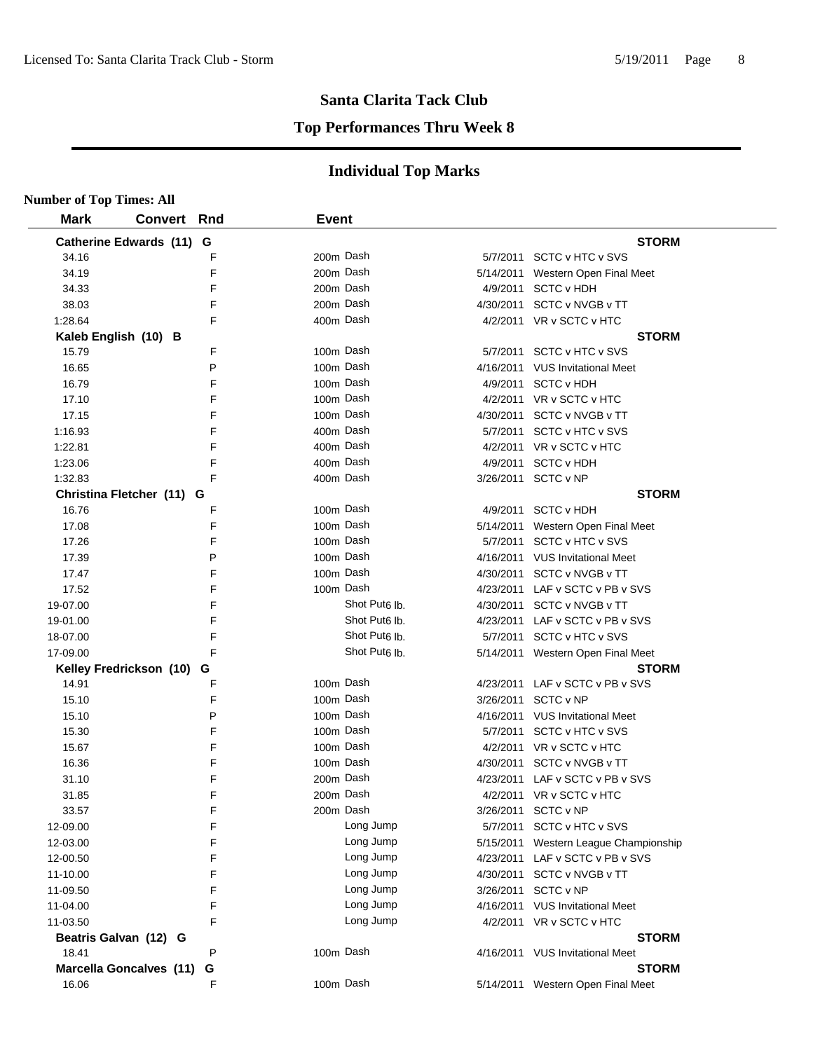## Santa Clarita Tack Club

## Top Performances Thru Week 8

### Individual Top Marks

**Number of Top Times: All**

| Mark | Convert | Rnd | Event | | |
|---|---|---|---|---|---|
| **Catherine Edwards (11) G** | | | | | **STORM** |
| 34.16 | | F | 200m Dash | 5/7/2011 | SCTC v HTC v SVS |
| 34.19 | | F | 200m Dash | 5/14/2011 | Western Open Final Meet |
| 34.33 | | F | 200m Dash | 4/9/2011 | SCTC v HDH |
| 38.03 | | F | 200m Dash | 4/30/2011 | SCTC v NVGB v TT |
| 1:28.64 | | F | 400m Dash | 4/2/2011 | VR v SCTC v HTC |
| **Kaleb English (10) B** | | | | | **STORM** |
| 15.79 | | F | 100m Dash | 5/7/2011 | SCTC v HTC v SVS |
| 16.65 | | P | 100m Dash | 4/16/2011 | VUS Invitational Meet |
| 16.79 | | F | 100m Dash | 4/9/2011 | SCTC v HDH |
| 17.10 | | F | 100m Dash | 4/2/2011 | VR v SCTC v HTC |
| 17.15 | | F | 100m Dash | 4/30/2011 | SCTC v NVGB v TT |
| 1:16.93 | | F | 400m Dash | 5/7/2011 | SCTC v HTC v SVS |
| 1:22.81 | | F | 400m Dash | 4/2/2011 | VR v SCTC v HTC |
| 1:23.06 | | F | 400m Dash | 4/9/2011 | SCTC v HDH |
| 1:32.83 | | F | 400m Dash | 3/26/2011 | SCTC v NP |
| **Christina Fletcher (11) G** | | | | | **STORM** |
| 16.76 | | F | 100m Dash | 4/9/2011 | SCTC v HDH |
| 17.08 | | F | 100m Dash | 5/14/2011 | Western Open Final Meet |
| 17.26 | | F | 100m Dash | 5/7/2011 | SCTC v HTC v SVS |
| 17.39 | | P | 100m Dash | 4/16/2011 | VUS Invitational Meet |
| 17.47 | | F | 100m Dash | 4/30/2011 | SCTC v NVGB v TT |
| 17.52 | | F | 100m Dash | 4/23/2011 | LAF v SCTC v PB v SVS |
| 19-07.00 | | F | Shot Put 6 lb. | 4/30/2011 | SCTC v NVGB v TT |
| 19-01.00 | | F | Shot Put 6 lb. | 4/23/2011 | LAF v SCTC v PB v SVS |
| 18-07.00 | | F | Shot Put 6 lb. | 5/7/2011 | SCTC v HTC v SVS |
| 17-09.00 | | F | Shot Put 6 lb. | 5/14/2011 | Western Open Final Meet |
| **Kelley Fredrickson (10) G** | | | | | **STORM** |
| 14.91 | | F | 100m Dash | 4/23/2011 | LAF v SCTC v PB v SVS |
| 15.10 | | F | 100m Dash | 3/26/2011 | SCTC v NP |
| 15.10 | | P | 100m Dash | 4/16/2011 | VUS Invitational Meet |
| 15.30 | | F | 100m Dash | 5/7/2011 | SCTC v HTC v SVS |
| 15.67 | | F | 100m Dash | 4/2/2011 | VR v SCTC v HTC |
| 16.36 | | F | 100m Dash | 4/30/2011 | SCTC v NVGB v TT |
| 31.10 | | F | 200m Dash | 4/23/2011 | LAF v SCTC v PB v SVS |
| 31.85 | | F | 200m Dash | 4/2/2011 | VR v SCTC v HTC |
| 33.57 | | F | 200m Dash | 3/26/2011 | SCTC v NP |
| 12-09.00 | | F | Long Jump | 5/7/2011 | SCTC v HTC v SVS |
| 12-03.00 | | F | Long Jump | 5/15/2011 | Western League Championship |
| 12-00.50 | | F | Long Jump | 4/23/2011 | LAF v SCTC v PB v SVS |
| 11-10.00 | | F | Long Jump | 4/30/2011 | SCTC v NVGB v TT |
| 11-09.50 | | F | Long Jump | 3/26/2011 | SCTC v NP |
| 11-04.00 | | F | Long Jump | 4/16/2011 | VUS Invitational Meet |
| 11-03.50 | | F | Long Jump | 4/2/2011 | VR v SCTC v HTC |
| **Beatris Galvan (12) G** | | | | | **STORM** |
| 18.41 | | P | 100m Dash | 4/16/2011 | VUS Invitational Meet |
| **Marcella Goncalves (11) G** | | | | | **STORM** |
| 16.06 | | F | 100m Dash | 5/14/2011 | Western Open Final Meet |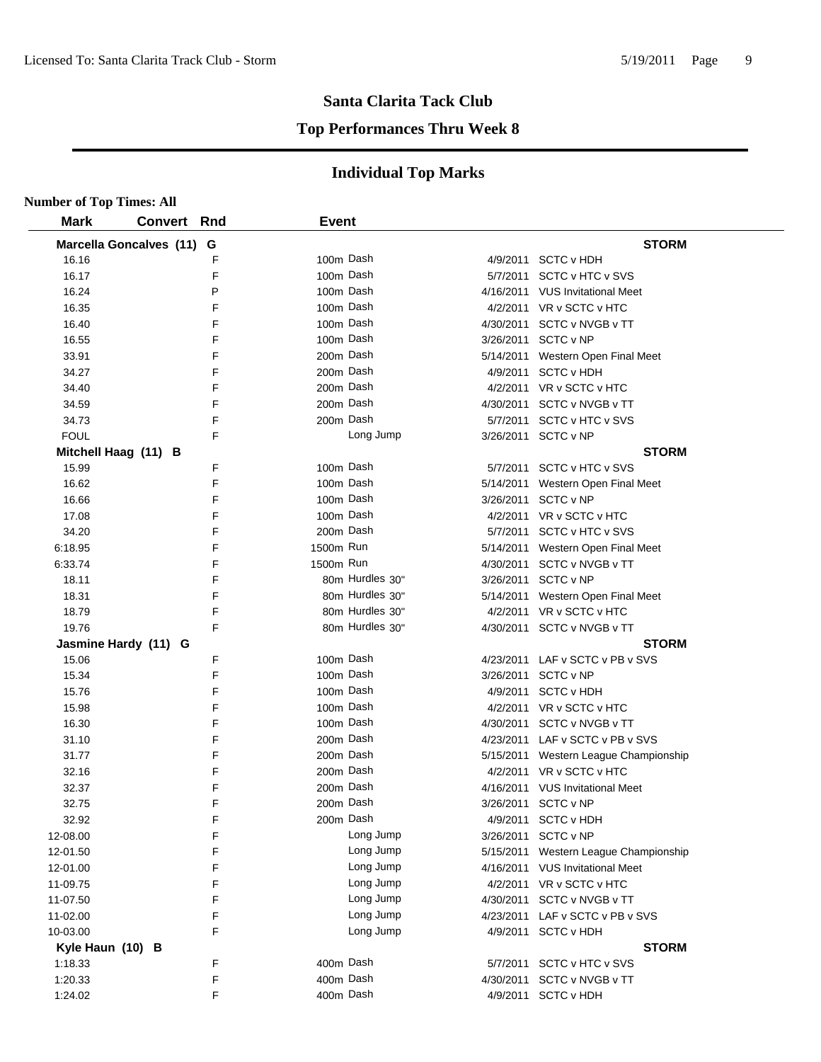# Santa Clarita Tack Club

## Top Performances Thru Week 8

## Individual Top Marks

**Number of Top Times: All**

| Mark | Convert | Rnd | Event | Date | Meet |
|---|---|---|---|---|---|
| **Marcella Goncalves (11) G** | | | | | **STORM** |
| 16.16 | | F | 100m Dash | 4/9/2011 | SCTC v HDH |
| 16.17 | | F | 100m Dash | 5/7/2011 | SCTC v HTC v SVS |
| 16.24 | | P | 100m Dash | 4/16/2011 | VUS Invitational Meet |
| 16.35 | | F | 100m Dash | 4/2/2011 | VR v SCTC v HTC |
| 16.40 | | F | 100m Dash | 4/30/2011 | SCTC v NVGB v TT |
| 16.55 | | F | 100m Dash | 3/26/2011 | SCTC v NP |
| 33.91 | | F | 200m Dash | 5/14/2011 | Western Open Final Meet |
| 34.27 | | F | 200m Dash | 4/9/2011 | SCTC v HDH |
| 34.40 | | F | 200m Dash | 4/2/2011 | VR v SCTC v HTC |
| 34.59 | | F | 200m Dash | 4/30/2011 | SCTC v NVGB v TT |
| 34.73 | | F | 200m Dash | 5/7/2011 | SCTC v HTC v SVS |
| FOUL | | F | Long Jump | 3/26/2011 | SCTC v NP |
| **Mitchell Haag (11) B** | | | | | **STORM** |
| 15.99 | | F | 100m Dash | 5/7/2011 | SCTC v HTC v SVS |
| 16.62 | | F | 100m Dash | 5/14/2011 | Western Open Final Meet |
| 16.66 | | F | 100m Dash | 3/26/2011 | SCTC v NP |
| 17.08 | | F | 100m Dash | 4/2/2011 | VR v SCTC v HTC |
| 34.20 | | F | 200m Dash | 5/7/2011 | SCTC v HTC v SVS |
| 6:18.95 | | F | 1500m Run | 5/14/2011 | Western Open Final Meet |
| 6:33.74 | | F | 1500m Run | 4/30/2011 | SCTC v NVGB v TT |
| 18.11 | | F | 80m Hurdles 30" | 3/26/2011 | SCTC v NP |
| 18.31 | | F | 80m Hurdles 30" | 5/14/2011 | Western Open Final Meet |
| 18.79 | | F | 80m Hurdles 30" | 4/2/2011 | VR v SCTC v HTC |
| 19.76 | | F | 80m Hurdles 30" | 4/30/2011 | SCTC v NVGB v TT |
| **Jasmine Hardy (11) G** | | | | | **STORM** |
| 15.06 | | F | 100m Dash | 4/23/2011 | LAF v SCTC v PB v SVS |
| 15.34 | | F | 100m Dash | 3/26/2011 | SCTC v NP |
| 15.76 | | F | 100m Dash | 4/9/2011 | SCTC v HDH |
| 15.98 | | F | 100m Dash | 4/2/2011 | VR v SCTC v HTC |
| 16.30 | | F | 100m Dash | 4/30/2011 | SCTC v NVGB v TT |
| 31.10 | | F | 200m Dash | 4/23/2011 | LAF v SCTC v PB v SVS |
| 31.77 | | F | 200m Dash | 5/15/2011 | Western League Championship |
| 32.16 | | F | 200m Dash | 4/2/2011 | VR v SCTC v HTC |
| 32.37 | | F | 200m Dash | 4/16/2011 | VUS Invitational Meet |
| 32.75 | | F | 200m Dash | 3/26/2011 | SCTC v NP |
| 32.92 | | F | 200m Dash | 4/9/2011 | SCTC v HDH |
| 12-08.00 | | F | Long Jump | 3/26/2011 | SCTC v NP |
| 12-01.50 | | F | Long Jump | 5/15/2011 | Western League Championship |
| 12-01.00 | | F | Long Jump | 4/16/2011 | VUS Invitational Meet |
| 11-09.75 | | F | Long Jump | 4/2/2011 | VR v SCTC v HTC |
| 11-07.50 | | F | Long Jump | 4/30/2011 | SCTC v NVGB v TT |
| 11-02.00 | | F | Long Jump | 4/23/2011 | LAF v SCTC v PB v SVS |
| 10-03.00 | | F | Long Jump | 4/9/2011 | SCTC v HDH |
| **Kyle Haun (10) B** | | | | | **STORM** |
| 1:18.33 | | F | 400m Dash | 5/7/2011 | SCTC v HTC v SVS |
| 1:20.33 | | F | 400m Dash | 4/30/2011 | SCTC v NVGB v TT |
| 1:24.02 | | F | 400m Dash | 4/9/2011 | SCTC v HDH |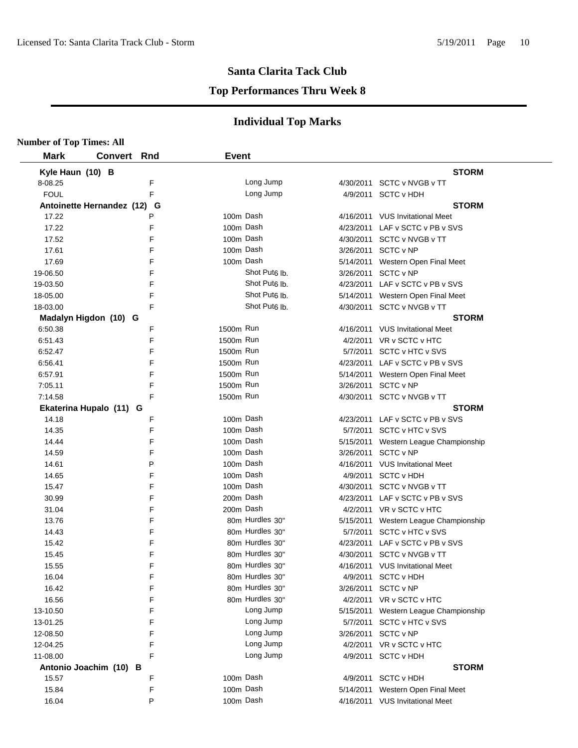# Santa Clarita Tack Club

## Top Performances Thru Week 8

## Individual Top Marks

**Number of Top Times: All**

| Mark | Convert | Rnd | Event | Date | Meet |
|---|---|---|---|---|---|
| **Kyle Haun (10) B** | | | | | **STORM** |
| 8-08.25 | | F | Long Jump | 4/30/2011 | SCTC v NVGB v TT |
| FOUL | | F | Long Jump | 4/9/2011 | SCTC v HDH |
| **Antoinette Hernandez (12) G** | | | | | **STORM** |
| 17.22 | | P | 100m Dash | 4/16/2011 | VUS Invitational Meet |
| 17.22 | | F | 100m Dash | 4/23/2011 | LAF v SCTC v PB v SVS |
| 17.52 | | F | 100m Dash | 4/30/2011 | SCTC v NVGB v TT |
| 17.61 | | F | 100m Dash | 3/26/2011 | SCTC v NP |
| 17.69 | | F | 100m Dash | 5/14/2011 | Western Open Final Meet |
| 19-06.50 | | F | Shot Put6 lb. | 3/26/2011 | SCTC v NP |
| 19-03.50 | | F | Shot Put6 lb. | 4/23/2011 | LAF v SCTC v PB v SVS |
| 18-05.00 | | F | Shot Put6 lb. | 5/14/2011 | Western Open Final Meet |
| 18-03.00 | | F | Shot Put6 lb. | 4/30/2011 | SCTC v NVGB v TT |
| **Madalyn Higdon (10) G** | | | | | **STORM** |
| 6:50.38 | | F | 1500m Run | 4/16/2011 | VUS Invitational Meet |
| 6:51.43 | | F | 1500m Run | 4/2/2011 | VR v SCTC v HTC |
| 6:52.47 | | F | 1500m Run | 5/7/2011 | SCTC v HTC v SVS |
| 6:56.41 | | F | 1500m Run | 4/23/2011 | LAF v SCTC v PB v SVS |
| 6:57.91 | | F | 1500m Run | 5/14/2011 | Western Open Final Meet |
| 7:05.11 | | F | 1500m Run | 3/26/2011 | SCTC v NP |
| 7:14.58 | | F | 1500m Run | 4/30/2011 | SCTC v NVGB v TT |
| **Ekaterina Hupalo (11) G** | | | | | **STORM** |
| 14.18 | | F | 100m Dash | 4/23/2011 | LAF v SCTC v PB v SVS |
| 14.35 | | F | 100m Dash | 5/7/2011 | SCTC v HTC v SVS |
| 14.44 | | F | 100m Dash | 5/15/2011 | Western League Championship |
| 14.59 | | F | 100m Dash | 3/26/2011 | SCTC v NP |
| 14.61 | | P | 100m Dash | 4/16/2011 | VUS Invitational Meet |
| 14.65 | | F | 100m Dash | 4/9/2011 | SCTC v HDH |
| 15.47 | | F | 100m Dash | 4/30/2011 | SCTC v NVGB v TT |
| 30.99 | | F | 200m Dash | 4/23/2011 | LAF v SCTC v PB v SVS |
| 31.04 | | F | 200m Dash | 4/2/2011 | VR v SCTC v HTC |
| 13.76 | | F | 80m Hurdles 30" | 5/15/2011 | Western League Championship |
| 14.43 | | F | 80m Hurdles 30" | 5/7/2011 | SCTC v HTC v SVS |
| 15.42 | | F | 80m Hurdles 30" | 4/23/2011 | LAF v SCTC v PB v SVS |
| 15.45 | | F | 80m Hurdles 30" | 4/30/2011 | SCTC v NVGB v TT |
| 15.55 | | F | 80m Hurdles 30" | 4/16/2011 | VUS Invitational Meet |
| 16.04 | | F | 80m Hurdles 30" | 4/9/2011 | SCTC v HDH |
| 16.42 | | F | 80m Hurdles 30" | 3/26/2011 | SCTC v NP |
| 16.56 | | F | 80m Hurdles 30" | 4/2/2011 | VR v SCTC v HTC |
| 13-10.50 | | F | Long Jump | 5/15/2011 | Western League Championship |
| 13-01.25 | | F | Long Jump | 5/7/2011 | SCTC v HTC v SVS |
| 12-08.50 | | F | Long Jump | 3/26/2011 | SCTC v NP |
| 12-04.25 | | F | Long Jump | 4/2/2011 | VR v SCTC v HTC |
| 11-08.00 | | F | Long Jump | 4/9/2011 | SCTC v HDH |
| **Antonio Joachim (10) B** | | | | | **STORM** |
| 15.57 | | F | 100m Dash | 4/9/2011 | SCTC v HDH |
| 15.84 | | F | 100m Dash | 5/14/2011 | Western Open Final Meet |
| 16.04 | | P | 100m Dash | 4/16/2011 | VUS Invitational Meet |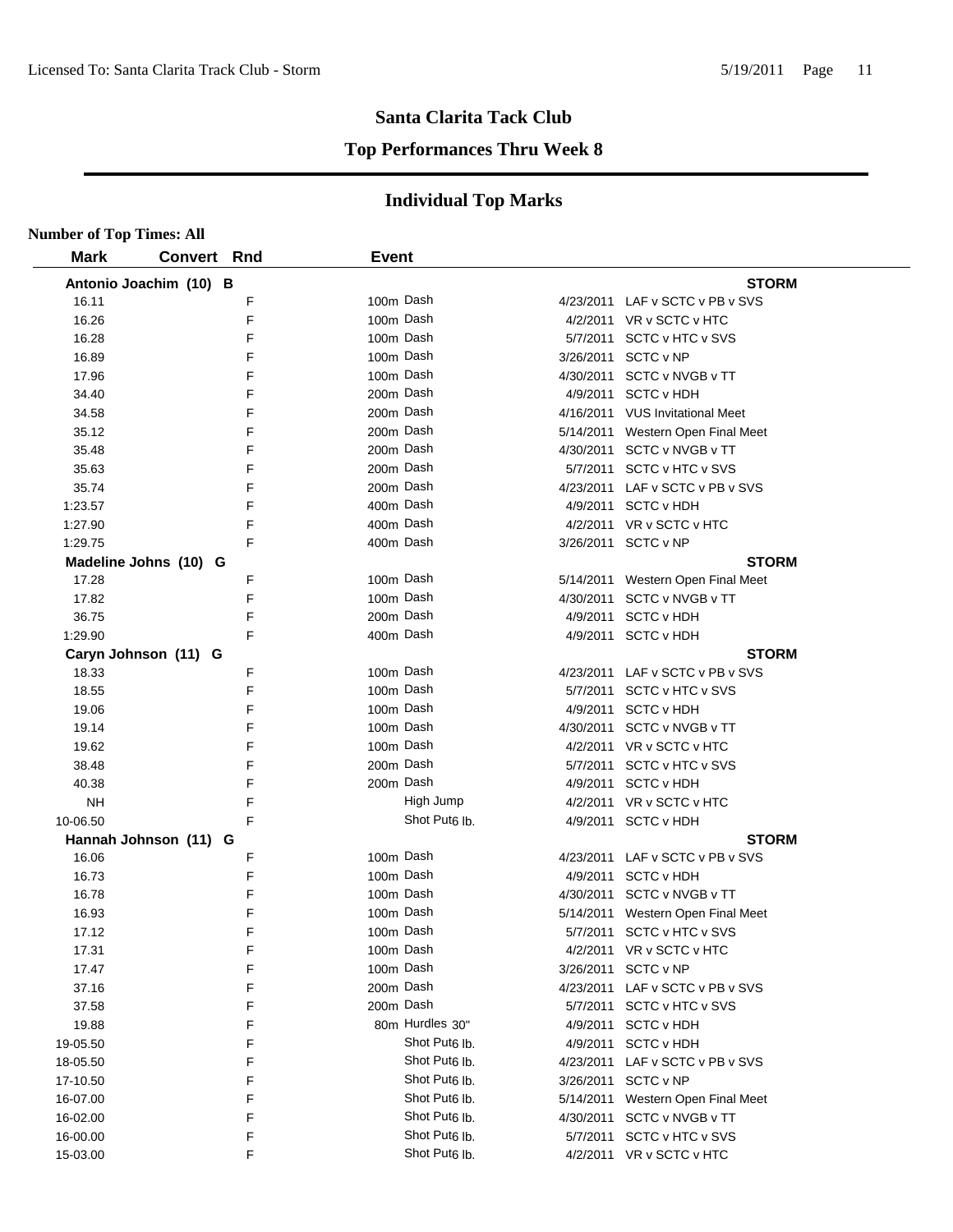# Santa Clarita Tack Club

## Top Performances Thru Week 8

### Individual Top Marks

**Number of Top Times: All**

| Mark | Convert | Rnd | Event | | |
|---|---|---|---|---|---|
| **Antonio Joachim (10) B** | | | | | **STORM** |
| 16.11 | | F | 100m Dash | 4/23/2011 | LAF v SCTC v PB v SVS |
| 16.26 | | F | 100m Dash | 4/2/2011 | VR v SCTC v HTC |
| 16.28 | | F | 100m Dash | 5/7/2011 | SCTC v HTC v SVS |
| 16.89 | | F | 100m Dash | 3/26/2011 | SCTC v NP |
| 17.96 | | F | 100m Dash | 4/30/2011 | SCTC v NVGB v TT |
| 34.40 | | F | 200m Dash | 4/9/2011 | SCTC v HDH |
| 34.58 | | F | 200m Dash | 4/16/2011 | VUS Invitational Meet |
| 35.12 | | F | 200m Dash | 5/14/2011 | Western Open Final Meet |
| 35.48 | | F | 200m Dash | 4/30/2011 | SCTC v NVGB v TT |
| 35.63 | | F | 200m Dash | 5/7/2011 | SCTC v HTC v SVS |
| 35.74 | | F | 200m Dash | 4/23/2011 | LAF v SCTC v PB v SVS |
| 1:23.57 | | F | 400m Dash | 4/9/2011 | SCTC v HDH |
| 1:27.90 | | F | 400m Dash | 4/2/2011 | VR v SCTC v HTC |
| 1:29.75 | | F | 400m Dash | 3/26/2011 | SCTC v NP |
| **Madeline Johns (10) G** | | | | | **STORM** |
| 17.28 | | F | 100m Dash | 5/14/2011 | Western Open Final Meet |
| 17.82 | | F | 100m Dash | 4/30/2011 | SCTC v NVGB v TT |
| 36.75 | | F | 200m Dash | 4/9/2011 | SCTC v HDH |
| 1:29.90 | | F | 400m Dash | 4/9/2011 | SCTC v HDH |
| **Caryn Johnson (11) G** | | | | | **STORM** |
| 18.33 | | F | 100m Dash | 4/23/2011 | LAF v SCTC v PB v SVS |
| 18.55 | | F | 100m Dash | 5/7/2011 | SCTC v HTC v SVS |
| 19.06 | | F | 100m Dash | 4/9/2011 | SCTC v HDH |
| 19.14 | | F | 100m Dash | 4/30/2011 | SCTC v NVGB v TT |
| 19.62 | | F | 100m Dash | 4/2/2011 | VR v SCTC v HTC |
| 38.48 | | F | 200m Dash | 5/7/2011 | SCTC v HTC v SVS |
| 40.38 | | F | 200m Dash | 4/9/2011 | SCTC v HDH |
| NH | | F | High Jump | 4/2/2011 | VR v SCTC v HTC |
| 10-06.50 | | F | Shot Put 6 lb. | 4/9/2011 | SCTC v HDH |
| **Hannah Johnson (11) G** | | | | | **STORM** |
| 16.06 | | F | 100m Dash | 4/23/2011 | LAF v SCTC v PB v SVS |
| 16.73 | | F | 100m Dash | 4/9/2011 | SCTC v HDH |
| 16.78 | | F | 100m Dash | 4/30/2011 | SCTC v NVGB v TT |
| 16.93 | | F | 100m Dash | 5/14/2011 | Western Open Final Meet |
| 17.12 | | F | 100m Dash | 5/7/2011 | SCTC v HTC v SVS |
| 17.31 | | F | 100m Dash | 4/2/2011 | VR v SCTC v HTC |
| 17.47 | | F | 100m Dash | 3/26/2011 | SCTC v NP |
| 37.16 | | F | 200m Dash | 4/23/2011 | LAF v SCTC v PB v SVS |
| 37.58 | | F | 200m Dash | 5/7/2011 | SCTC v HTC v SVS |
| 19.88 | | F | 80m Hurdles 30" | 4/9/2011 | SCTC v HDH |
| 19-05.50 | | F | Shot Put 6 lb. | 4/9/2011 | SCTC v HDH |
| 18-05.50 | | F | Shot Put 6 lb. | 4/23/2011 | LAF v SCTC v PB v SVS |
| 17-10.50 | | F | Shot Put 6 lb. | 3/26/2011 | SCTC v NP |
| 16-07.00 | | F | Shot Put 6 lb. | 5/14/2011 | Western Open Final Meet |
| 16-02.00 | | F | Shot Put 6 lb. | 4/30/2011 | SCTC v NVGB v TT |
| 16-00.00 | | F | Shot Put 6 lb. | 5/7/2011 | SCTC v HTC v SVS |
| 15-03.00 | | F | Shot Put 6 lb. | 4/2/2011 | VR v SCTC v HTC |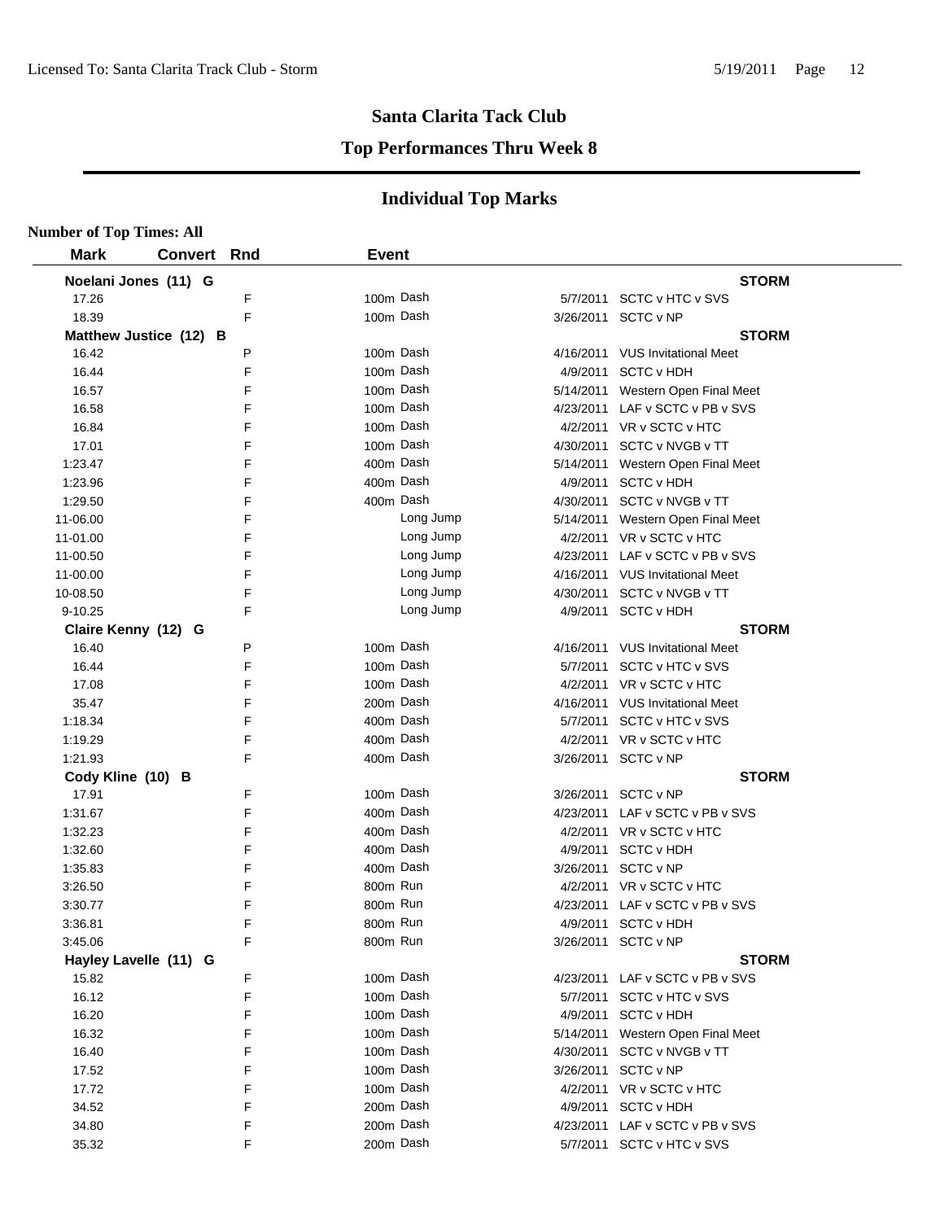# Santa Clarita Tack Club

## Top Performances Thru Week 8

### Individual Top Marks

**Number of Top Times: All**

| Mark | Convert | Rnd | Event | Date | Meet |
|---|---|---|---|---|---|
| **Noelani Jones (11) G** | | | | | **STORM** |
| 17.26 | | F | 100m Dash | 5/7/2011 | SCTC v HTC v SVS |
| 18.39 | | F | 100m Dash | 3/26/2011 | SCTC v NP |
| **Matthew Justice (12) B** | | | | | **STORM** |
| 16.42 | | P | 100m Dash | 4/16/2011 | VUS Invitational Meet |
| 16.44 | | F | 100m Dash | 4/9/2011 | SCTC v HDH |
| 16.57 | | F | 100m Dash | 5/14/2011 | Western Open Final Meet |
| 16.58 | | F | 100m Dash | 4/23/2011 | LAF v SCTC v PB v SVS |
| 16.84 | | F | 100m Dash | 4/2/2011 | VR v SCTC v HTC |
| 17.01 | | F | 100m Dash | 4/30/2011 | SCTC v NVGB v TT |
| 1:23.47 | | F | 400m Dash | 5/14/2011 | Western Open Final Meet |
| 1:23.96 | | F | 400m Dash | 4/9/2011 | SCTC v HDH |
| 1:29.50 | | F | 400m Dash | 4/30/2011 | SCTC v NVGB v TT |
| 11-06.00 | | F | Long Jump | 5/14/2011 | Western Open Final Meet |
| 11-01.00 | | F | Long Jump | 4/2/2011 | VR v SCTC v HTC |
| 11-00.50 | | F | Long Jump | 4/23/2011 | LAF v SCTC v PB v SVS |
| 11-00.00 | | F | Long Jump | 4/16/2011 | VUS Invitational Meet |
| 10-08.50 | | F | Long Jump | 4/30/2011 | SCTC v NVGB v TT |
| 9-10.25 | | F | Long Jump | 4/9/2011 | SCTC v HDH |
| **Claire Kenny (12) G** | | | | | **STORM** |
| 16.40 | | P | 100m Dash | 4/16/2011 | VUS Invitational Meet |
| 16.44 | | F | 100m Dash | 5/7/2011 | SCTC v HTC v SVS |
| 17.08 | | F | 100m Dash | 4/2/2011 | VR v SCTC v HTC |
| 35.47 | | F | 200m Dash | 4/16/2011 | VUS Invitational Meet |
| 1:18.34 | | F | 400m Dash | 5/7/2011 | SCTC v HTC v SVS |
| 1:19.29 | | F | 400m Dash | 4/2/2011 | VR v SCTC v HTC |
| 1:21.93 | | F | 400m Dash | 3/26/2011 | SCTC v NP |
| **Cody Kline (10) B** | | | | | **STORM** |
| 17.91 | | F | 100m Dash | 3/26/2011 | SCTC v NP |
| 1:31.67 | | F | 400m Dash | 4/23/2011 | LAF v SCTC v PB v SVS |
| 1:32.23 | | F | 400m Dash | 4/2/2011 | VR v SCTC v HTC |
| 1:32.60 | | F | 400m Dash | 4/9/2011 | SCTC v HDH |
| 1:35.83 | | F | 400m Dash | 3/26/2011 | SCTC v NP |
| 3:26.50 | | F | 800m Run | 4/2/2011 | VR v SCTC v HTC |
| 3:30.77 | | F | 800m Run | 4/23/2011 | LAF v SCTC v PB v SVS |
| 3:36.81 | | F | 800m Run | 4/9/2011 | SCTC v HDH |
| 3:45.06 | | F | 800m Run | 3/26/2011 | SCTC v NP |
| **Hayley Lavelle (11) G** | | | | | **STORM** |
| 15.82 | | F | 100m Dash | 4/23/2011 | LAF v SCTC v PB v SVS |
| 16.12 | | F | 100m Dash | 5/7/2011 | SCTC v HTC v SVS |
| 16.20 | | F | 100m Dash | 4/9/2011 | SCTC v HDH |
| 16.32 | | F | 100m Dash | 5/14/2011 | Western Open Final Meet |
| 16.40 | | F | 100m Dash | 4/30/2011 | SCTC v NVGB v TT |
| 17.52 | | F | 100m Dash | 3/26/2011 | SCTC v NP |
| 17.72 | | F | 100m Dash | 4/2/2011 | VR v SCTC v HTC |
| 34.52 | | F | 200m Dash | 4/9/2011 | SCTC v HDH |
| 34.80 | | F | 200m Dash | 4/23/2011 | LAF v SCTC v PB v SVS |
| 35.32 | | F | 200m Dash | 5/7/2011 | SCTC v HTC v SVS |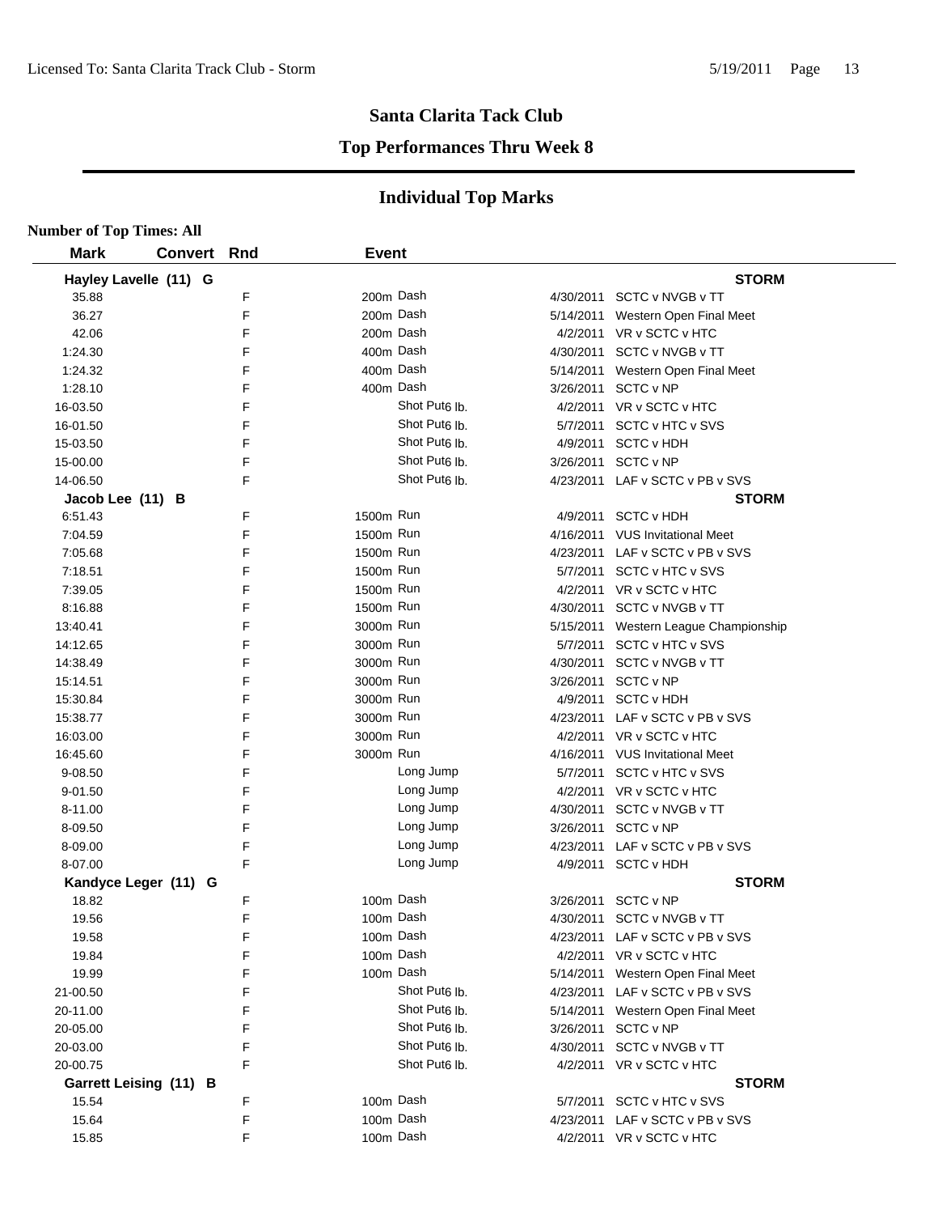# Santa Clarita Tack Club

## Top Performances Thru Week 8

## Individual Top Marks

**Number of Top Times: All**

| Mark | Convert | Rnd | Event | Date | Meet |
|---|---|---|---|---|---|
| **Hayley Lavelle (11) G** | | | | | **STORM** |
| 35.88 | | F | 200m Dash | 4/30/2011 | SCTC v NVGB v TT |
| 36.27 | | F | 200m Dash | 5/14/2011 | Western Open Final Meet |
| 42.06 | | F | 200m Dash | 4/2/2011 | VR v SCTC v HTC |
| 1:24.30 | | F | 400m Dash | 4/30/2011 | SCTC v NVGB v TT |
| 1:24.32 | | F | 400m Dash | 5/14/2011 | Western Open Final Meet |
| 1:28.10 | | F | 400m Dash | 3/26/2011 | SCTC v NP |
| 16-03.50 | | F | Shot Put6 lb. | 4/2/2011 | VR v SCTC v HTC |
| 16-01.50 | | F | Shot Put6 lb. | 5/7/2011 | SCTC v HTC v SVS |
| 15-03.50 | | F | Shot Put6 lb. | 4/9/2011 | SCTC v HDH |
| 15-00.00 | | F | Shot Put6 lb. | 3/26/2011 | SCTC v NP |
| 14-06.50 | | F | Shot Put6 lb. | 4/23/2011 | LAF v SCTC v PB v SVS |
| **Jacob Lee (11) B** | | | | | **STORM** |
| 6:51.43 | | F | 1500m Run | 4/9/2011 | SCTC v HDH |
| 7:04.59 | | F | 1500m Run | 4/16/2011 | VUS Invitational Meet |
| 7:05.68 | | F | 1500m Run | 4/23/2011 | LAF v SCTC v PB v SVS |
| 7:18.51 | | F | 1500m Run | 5/7/2011 | SCTC v HTC v SVS |
| 7:39.05 | | F | 1500m Run | 4/2/2011 | VR v SCTC v HTC |
| 8:16.88 | | F | 1500m Run | 4/30/2011 | SCTC v NVGB v TT |
| 13:40.41 | | F | 3000m Run | 5/15/2011 | Western League Championship |
| 14:12.65 | | F | 3000m Run | 5/7/2011 | SCTC v HTC v SVS |
| 14:38.49 | | F | 3000m Run | 4/30/2011 | SCTC v NVGB v TT |
| 15:14.51 | | F | 3000m Run | 3/26/2011 | SCTC v NP |
| 15:30.84 | | F | 3000m Run | 4/9/2011 | SCTC v HDH |
| 15:38.77 | | F | 3000m Run | 4/23/2011 | LAF v SCTC v PB v SVS |
| 16:03.00 | | F | 3000m Run | 4/2/2011 | VR v SCTC v HTC |
| 16:45.60 | | F | 3000m Run | 4/16/2011 | VUS Invitational Meet |
| 9-08.50 | | F | Long Jump | 5/7/2011 | SCTC v HTC v SVS |
| 9-01.50 | | F | Long Jump | 4/2/2011 | VR v SCTC v HTC |
| 8-11.00 | | F | Long Jump | 4/30/2011 | SCTC v NVGB v TT |
| 8-09.50 | | F | Long Jump | 3/26/2011 | SCTC v NP |
| 8-09.00 | | F | Long Jump | 4/23/2011 | LAF v SCTC v PB v SVS |
| 8-07.00 | | F | Long Jump | 4/9/2011 | SCTC v HDH |
| **Kandyce Leger (11) G** | | | | | **STORM** |
| 18.82 | | F | 100m Dash | 3/26/2011 | SCTC v NP |
| 19.56 | | F | 100m Dash | 4/30/2011 | SCTC v NVGB v TT |
| 19.58 | | F | 100m Dash | 4/23/2011 | LAF v SCTC v PB v SVS |
| 19.84 | | F | 100m Dash | 4/2/2011 | VR v SCTC v HTC |
| 19.99 | | F | 100m Dash | 5/14/2011 | Western Open Final Meet |
| 21-00.50 | | F | Shot Put6 lb. | 4/23/2011 | LAF v SCTC v PB v SVS |
| 20-11.00 | | F | Shot Put6 lb. | 5/14/2011 | Western Open Final Meet |
| 20-05.00 | | F | Shot Put6 lb. | 3/26/2011 | SCTC v NP |
| 20-03.00 | | F | Shot Put6 lb. | 4/30/2011 | SCTC v NVGB v TT |
| 20-00.75 | | F | Shot Put6 lb. | 4/2/2011 | VR v SCTC v HTC |
| **Garrett Leising (11) B** | | | | | **STORM** |
| 15.54 | | F | 100m Dash | 5/7/2011 | SCTC v HTC v SVS |
| 15.64 | | F | 100m Dash | 4/23/2011 | LAF v SCTC v PB v SVS |
| 15.85 | | F | 100m Dash | 4/2/2011 | VR v SCTC v HTC |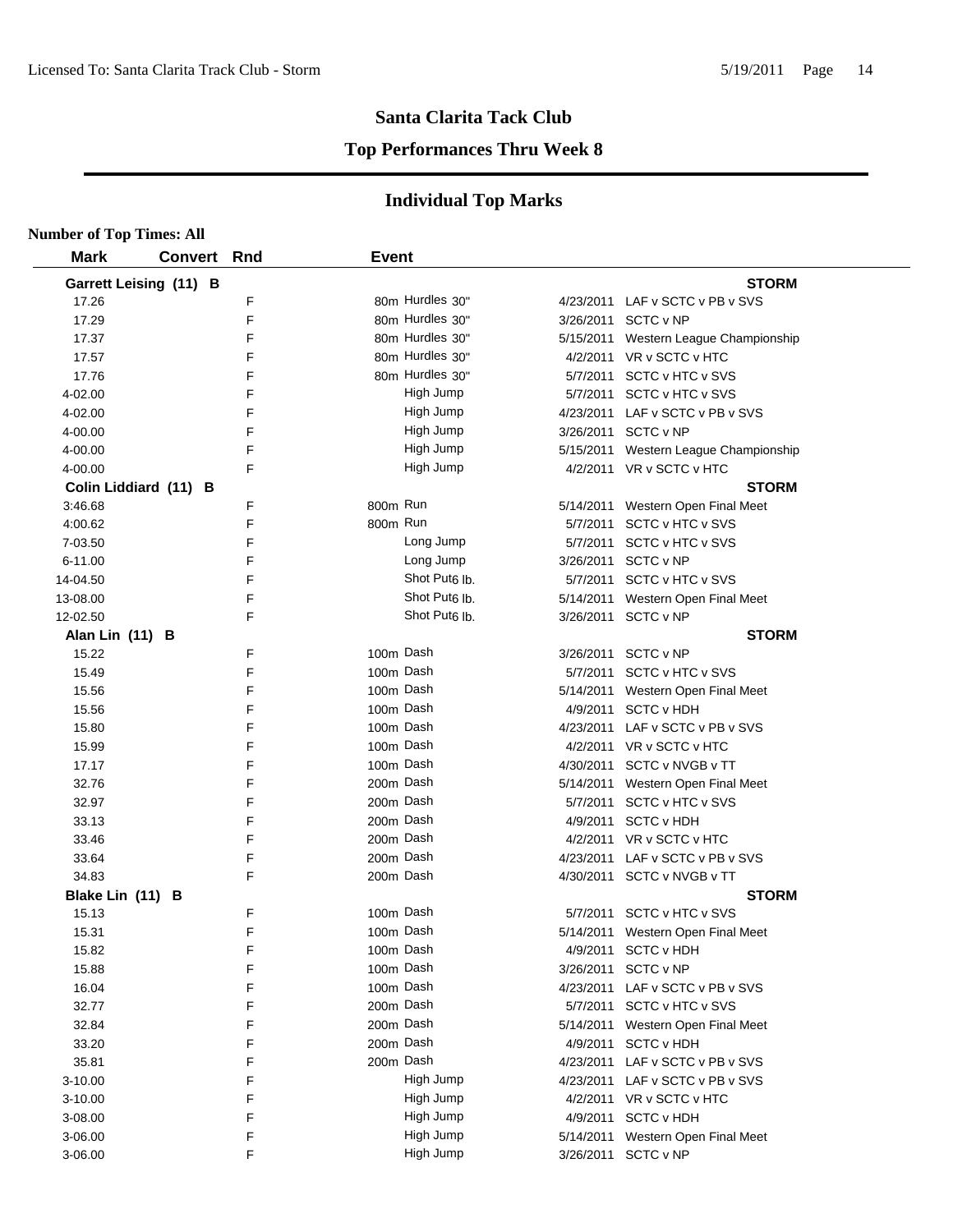# Santa Clarita Tack Club

## Top Performances Thru Week 8

## Individual Top Marks

**Number of Top Times: All**

| Mark | Convert | Rnd | Event | Date | Meet |
|---|---|---|---|---|---|
| **Garrett Leising (11) B** | | | | | **STORM** |
| 17.26 | | F | 80m Hurdles 30" | 4/23/2011 | LAF v SCTC v PB v SVS |
| 17.29 | | F | 80m Hurdles 30" | 3/26/2011 | SCTC v NP |
| 17.37 | | F | 80m Hurdles 30" | 5/15/2011 | Western League Championship |
| 17.57 | | F | 80m Hurdles 30" | 4/2/2011 | VR v SCTC v HTC |
| 17.76 | | F | 80m Hurdles 30" | 5/7/2011 | SCTC v HTC v SVS |
| 4-02.00 | | F | High Jump | 5/7/2011 | SCTC v HTC v SVS |
| 4-02.00 | | F | High Jump | 4/23/2011 | LAF v SCTC v PB v SVS |
| 4-00.00 | | F | High Jump | 3/26/2011 | SCTC v NP |
| 4-00.00 | | F | High Jump | 5/15/2011 | Western League Championship |
| 4-00.00 | | F | High Jump | 4/2/2011 | VR v SCTC v HTC |
| **Colin Liddiard (11) B** | | | | | **STORM** |
| 3:46.68 | | F | 800m Run | 5/14/2011 | Western Open Final Meet |
| 4:00.62 | | F | 800m Run | 5/7/2011 | SCTC v HTC v SVS |
| 7-03.50 | | F | Long Jump | 5/7/2011 | SCTC v HTC v SVS |
| 6-11.00 | | F | Long Jump | 3/26/2011 | SCTC v NP |
| 14-04.50 | | F | Shot Put6 lb. | 5/7/2011 | SCTC v HTC v SVS |
| 13-08.00 | | F | Shot Put6 lb. | 5/14/2011 | Western Open Final Meet |
| 12-02.50 | | F | Shot Put6 lb. | 3/26/2011 | SCTC v NP |
| **Alan Lin (11) B** | | | | | **STORM** |
| 15.22 | | F | 100m Dash | 3/26/2011 | SCTC v NP |
| 15.49 | | F | 100m Dash | 5/7/2011 | SCTC v HTC v SVS |
| 15.56 | | F | 100m Dash | 5/14/2011 | Western Open Final Meet |
| 15.56 | | F | 100m Dash | 4/9/2011 | SCTC v HDH |
| 15.80 | | F | 100m Dash | 4/23/2011 | LAF v SCTC v PB v SVS |
| 15.99 | | F | 100m Dash | 4/2/2011 | VR v SCTC v HTC |
| 17.17 | | F | 100m Dash | 4/30/2011 | SCTC v NVGB v TT |
| 32.76 | | F | 200m Dash | 5/14/2011 | Western Open Final Meet |
| 32.97 | | F | 200m Dash | 5/7/2011 | SCTC v HTC v SVS |
| 33.13 | | F | 200m Dash | 4/9/2011 | SCTC v HDH |
| 33.46 | | F | 200m Dash | 4/2/2011 | VR v SCTC v HTC |
| 33.64 | | F | 200m Dash | 4/23/2011 | LAF v SCTC v PB v SVS |
| 34.83 | | F | 200m Dash | 4/30/2011 | SCTC v NVGB v TT |
| **Blake Lin (11) B** | | | | | **STORM** |
| 15.13 | | F | 100m Dash | 5/7/2011 | SCTC v HTC v SVS |
| 15.31 | | F | 100m Dash | 5/14/2011 | Western Open Final Meet |
| 15.82 | | F | 100m Dash | 4/9/2011 | SCTC v HDH |
| 15.88 | | F | 100m Dash | 3/26/2011 | SCTC v NP |
| 16.04 | | F | 100m Dash | 4/23/2011 | LAF v SCTC v PB v SVS |
| 32.77 | | F | 200m Dash | 5/7/2011 | SCTC v HTC v SVS |
| 32.84 | | F | 200m Dash | 5/14/2011 | Western Open Final Meet |
| 33.20 | | F | 200m Dash | 4/9/2011 | SCTC v HDH |
| 35.81 | | F | 200m Dash | 4/23/2011 | LAF v SCTC v PB v SVS |
| 3-10.00 | | F | High Jump | 4/23/2011 | LAF v SCTC v PB v SVS |
| 3-10.00 | | F | High Jump | 4/2/2011 | VR v SCTC v HTC |
| 3-08.00 | | F | High Jump | 4/9/2011 | SCTC v HDH |
| 3-06.00 | | F | High Jump | 5/14/2011 | Western Open Final Meet |
| 3-06.00 | | F | High Jump | 3/26/2011 | SCTC v NP |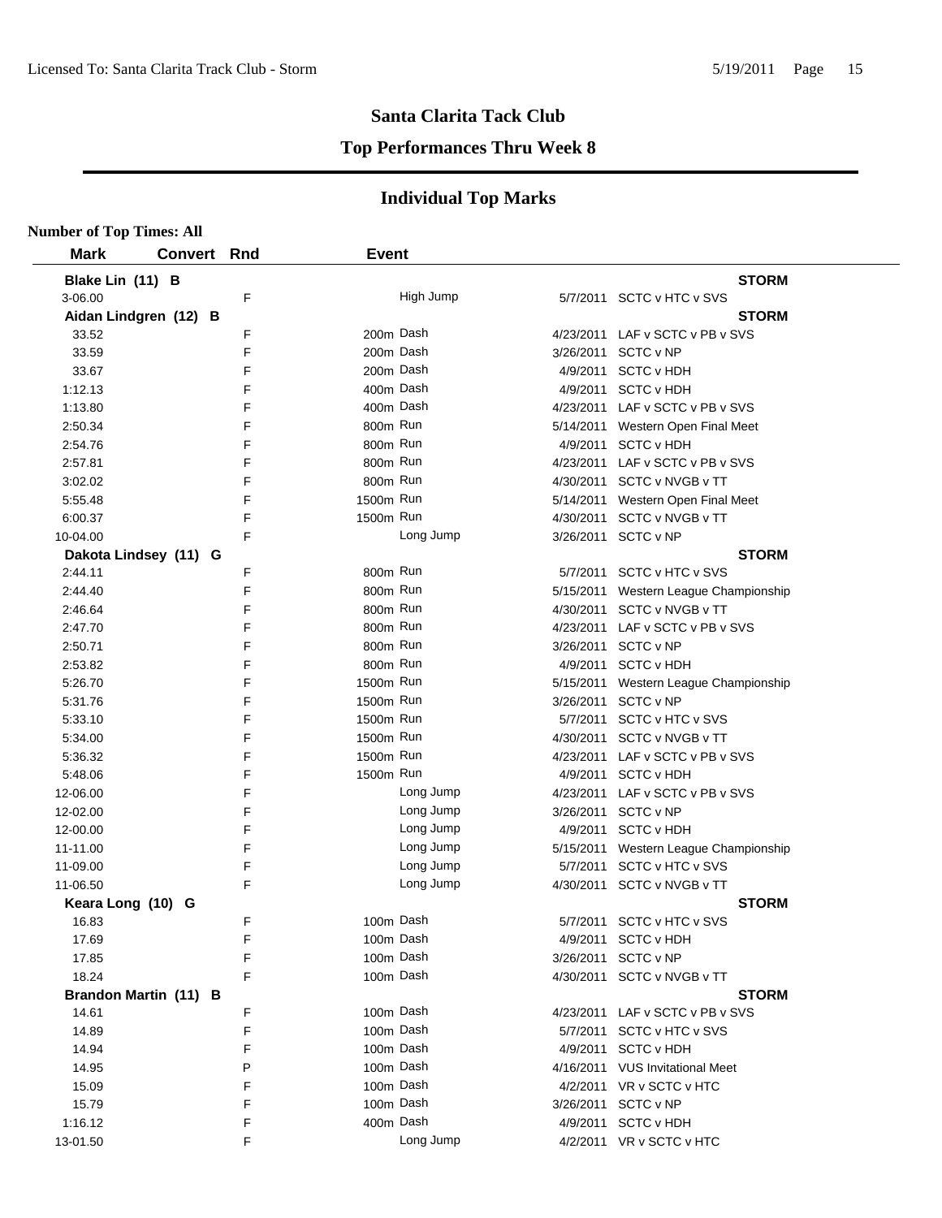## Santa Clarita Tack Club

### Top Performances Thru Week 8

## Individual Top Marks

**Number of Top Times: All**

| Mark | Convert | Rnd | Event | Date | Meet |
|---|---|---|---|---|---|
| **Blake Lin (11) B** | | | | | **STORM** |
| 3-06.00 | | F | High Jump | 5/7/2011 | SCTC v HTC v SVS |
| **Aidan Lindgren (12) B** | | | | | **STORM** |
| 33.52 | | F | 200m Dash | 4/23/2011 | LAF v SCTC v PB v SVS |
| 33.59 | | F | 200m Dash | 3/26/2011 | SCTC v NP |
| 33.67 | | F | 200m Dash | 4/9/2011 | SCTC v HDH |
| 1:12.13 | | F | 400m Dash | 4/9/2011 | SCTC v HDH |
| 1:13.80 | | F | 400m Dash | 4/23/2011 | LAF v SCTC v PB v SVS |
| 2:50.34 | | F | 800m Run | 5/14/2011 | Western Open Final Meet |
| 2:54.76 | | F | 800m Run | 4/9/2011 | SCTC v HDH |
| 2:57.81 | | F | 800m Run | 4/23/2011 | LAF v SCTC v PB v SVS |
| 3:02.02 | | F | 800m Run | 4/30/2011 | SCTC v NVGB v TT |
| 5:55.48 | | F | 1500m Run | 5/14/2011 | Western Open Final Meet |
| 6:00.37 | | F | 1500m Run | 4/30/2011 | SCTC v NVGB v TT |
| 10-04.00 | | F | Long Jump | 3/26/2011 | SCTC v NP |
| **Dakota Lindsey (11) G** | | | | | **STORM** |
| 2:44.11 | | F | 800m Run | 5/7/2011 | SCTC v HTC v SVS |
| 2:44.40 | | F | 800m Run | 5/15/2011 | Western League Championship |
| 2:46.64 | | F | 800m Run | 4/30/2011 | SCTC v NVGB v TT |
| 2:47.70 | | F | 800m Run | 4/23/2011 | LAF v SCTC v PB v SVS |
| 2:50.71 | | F | 800m Run | 3/26/2011 | SCTC v NP |
| 2:53.82 | | F | 800m Run | 4/9/2011 | SCTC v HDH |
| 5:26.70 | | F | 1500m Run | 5/15/2011 | Western League Championship |
| 5:31.76 | | F | 1500m Run | 3/26/2011 | SCTC v NP |
| 5:33.10 | | F | 1500m Run | 5/7/2011 | SCTC v HTC v SVS |
| 5:34.00 | | F | 1500m Run | 4/30/2011 | SCTC v NVGB v TT |
| 5:36.32 | | F | 1500m Run | 4/23/2011 | LAF v SCTC v PB v SVS |
| 5:48.06 | | F | 1500m Run | 4/9/2011 | SCTC v HDH |
| 12-06.00 | | F | Long Jump | 4/23/2011 | LAF v SCTC v PB v SVS |
| 12-02.00 | | F | Long Jump | 3/26/2011 | SCTC v NP |
| 12-00.00 | | F | Long Jump | 4/9/2011 | SCTC v HDH |
| 11-11.00 | | F | Long Jump | 5/15/2011 | Western League Championship |
| 11-09.00 | | F | Long Jump | 5/7/2011 | SCTC v HTC v SVS |
| 11-06.50 | | F | Long Jump | 4/30/2011 | SCTC v NVGB v TT |
| **Keara Long (10) G** | | | | | **STORM** |
| 16.83 | | F | 100m Dash | 5/7/2011 | SCTC v HTC v SVS |
| 17.69 | | F | 100m Dash | 4/9/2011 | SCTC v HDH |
| 17.85 | | F | 100m Dash | 3/26/2011 | SCTC v NP |
| 18.24 | | F | 100m Dash | 4/30/2011 | SCTC v NVGB v TT |
| **Brandon Martin (11) B** | | | | | **STORM** |
| 14.61 | | F | 100m Dash | 4/23/2011 | LAF v SCTC v PB v SVS |
| 14.89 | | F | 100m Dash | 5/7/2011 | SCTC v HTC v SVS |
| 14.94 | | F | 100m Dash | 4/9/2011 | SCTC v HDH |
| 14.95 | | P | 100m Dash | 4/16/2011 | VUS Invitational Meet |
| 15.09 | | F | 100m Dash | 4/2/2011 | VR v SCTC v HTC |
| 15.79 | | F | 100m Dash | 3/26/2011 | SCTC v NP |
| 1:16.12 | | F | 400m Dash | 4/9/2011 | SCTC v HDH |
| 13-01.50 | | F | Long Jump | 4/2/2011 | VR v SCTC v HTC |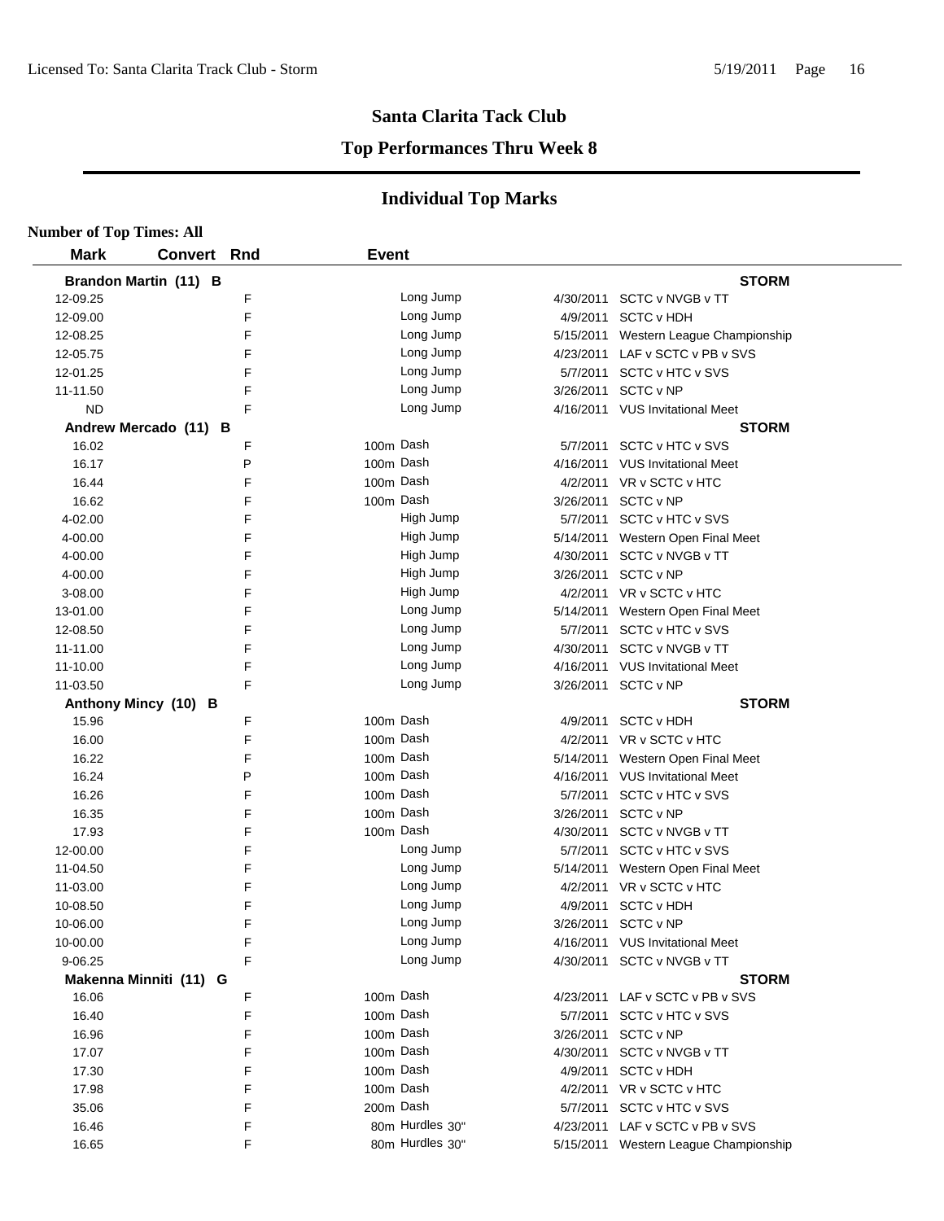# Santa Clarita Tack Club

## Top Performances Thru Week 8

### Individual Top Marks

**Number of Top Times: All**

| Mark | Convert | Rnd | Event | Date | Meet |
|---|---|---|---|---|---|
| **Brandon Martin (11) B** | | | | | **STORM** |
| 12-09.25 | | F | Long Jump | 4/30/2011 | SCTC v NVGB v TT |
| 12-09.00 | | F | Long Jump | 4/9/2011 | SCTC v HDH |
| 12-08.25 | | F | Long Jump | 5/15/2011 | Western League Championship |
| 12-05.75 | | F | Long Jump | 4/23/2011 | LAF v SCTC v PB v SVS |
| 12-01.25 | | F | Long Jump | 5/7/2011 | SCTC v HTC v SVS |
| 11-11.50 | | F | Long Jump | 3/26/2011 | SCTC v NP |
| ND | | F | Long Jump | 4/16/2011 | VUS Invitational Meet |
| **Andrew Mercado (11) B** | | | | | **STORM** |
| 16.02 | | F | 100m Dash | 5/7/2011 | SCTC v HTC v SVS |
| 16.17 | | P | 100m Dash | 4/16/2011 | VUS Invitational Meet |
| 16.44 | | F | 100m Dash | 4/2/2011 | VR v SCTC v HTC |
| 16.62 | | F | 100m Dash | 3/26/2011 | SCTC v NP |
| 4-02.00 | | F | High Jump | 5/7/2011 | SCTC v HTC v SVS |
| 4-00.00 | | F | High Jump | 5/14/2011 | Western Open Final Meet |
| 4-00.00 | | F | High Jump | 4/30/2011 | SCTC v NVGB v TT |
| 4-00.00 | | F | High Jump | 3/26/2011 | SCTC v NP |
| 3-08.00 | | F | High Jump | 4/2/2011 | VR v SCTC v HTC |
| 13-01.00 | | F | Long Jump | 5/14/2011 | Western Open Final Meet |
| 12-08.50 | | F | Long Jump | 5/7/2011 | SCTC v HTC v SVS |
| 11-11.00 | | F | Long Jump | 4/30/2011 | SCTC v NVGB v TT |
| 11-10.00 | | F | Long Jump | 4/16/2011 | VUS Invitational Meet |
| 11-03.50 | | F | Long Jump | 3/26/2011 | SCTC v NP |
| **Anthony Mincy (10) B** | | | | | **STORM** |
| 15.96 | | F | 100m Dash | 4/9/2011 | SCTC v HDH |
| 16.00 | | F | 100m Dash | 4/2/2011 | VR v SCTC v HTC |
| 16.22 | | F | 100m Dash | 5/14/2011 | Western Open Final Meet |
| 16.24 | | P | 100m Dash | 4/16/2011 | VUS Invitational Meet |
| 16.26 | | F | 100m Dash | 5/7/2011 | SCTC v HTC v SVS |
| 16.35 | | F | 100m Dash | 3/26/2011 | SCTC v NP |
| 17.93 | | F | 100m Dash | 4/30/2011 | SCTC v NVGB v TT |
| 12-00.00 | | F | Long Jump | 5/7/2011 | SCTC v HTC v SVS |
| 11-04.50 | | F | Long Jump | 5/14/2011 | Western Open Final Meet |
| 11-03.00 | | F | Long Jump | 4/2/2011 | VR v SCTC v HTC |
| 10-08.50 | | F | Long Jump | 4/9/2011 | SCTC v HDH |
| 10-06.00 | | F | Long Jump | 3/26/2011 | SCTC v NP |
| 10-00.00 | | F | Long Jump | 4/16/2011 | VUS Invitational Meet |
| 9-06.25 | | F | Long Jump | 4/30/2011 | SCTC v NVGB v TT |
| **Makenna Minniti (11) G** | | | | | **STORM** |
| 16.06 | | F | 100m Dash | 4/23/2011 | LAF v SCTC v PB v SVS |
| 16.40 | | F | 100m Dash | 5/7/2011 | SCTC v HTC v SVS |
| 16.96 | | F | 100m Dash | 3/26/2011 | SCTC v NP |
| 17.07 | | F | 100m Dash | 4/30/2011 | SCTC v NVGB v TT |
| 17.30 | | F | 100m Dash | 4/9/2011 | SCTC v HDH |
| 17.98 | | F | 100m Dash | 4/2/2011 | VR v SCTC v HTC |
| 35.06 | | F | 200m Dash | 5/7/2011 | SCTC v HTC v SVS |
| 16.46 | | F | 80m Hurdles 30" | 4/23/2011 | LAF v SCTC v PB v SVS |
| 16.65 | | F | 80m Hurdles 30" | 5/15/2011 | Western League Championship |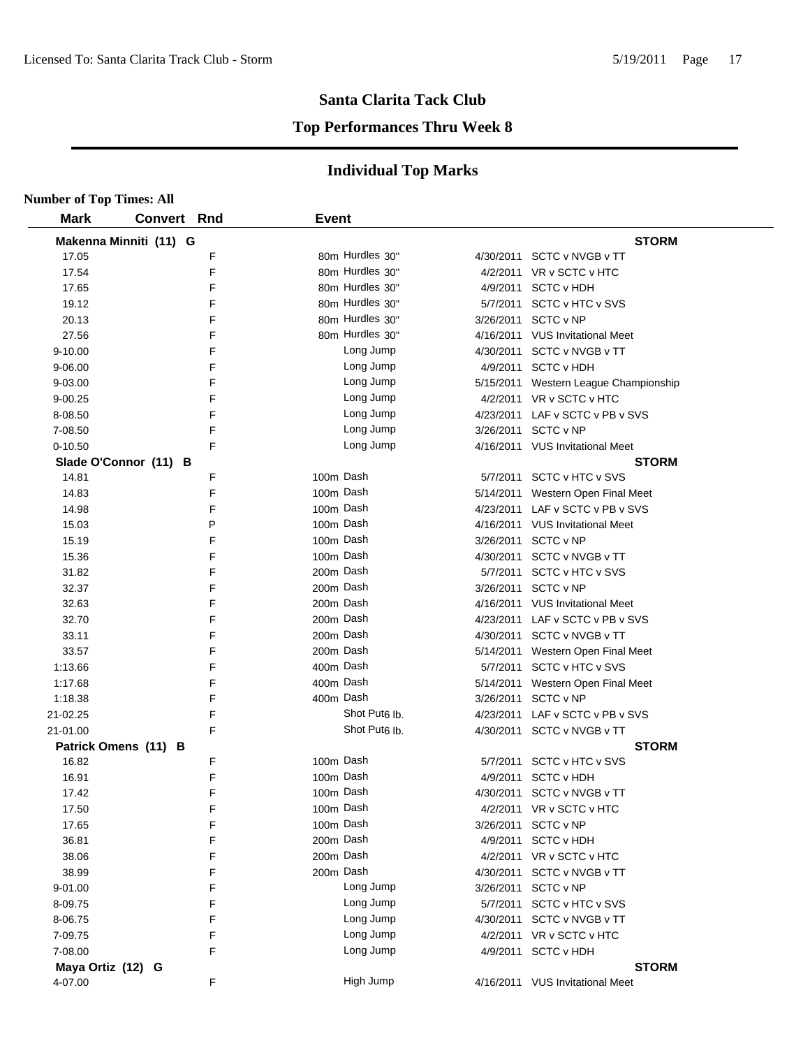## Santa Clarita Tack Club

### Top Performances Thru Week 8

### Individual Top Marks

**Number of Top Times: All**

| Mark | Convert | Rnd | Event | Date | Meet |
|---|---|---|---|---|---|
| **Makenna Minniti (11) G** | | | | | **STORM** |
| 17.05 | | F | 80m Hurdles 30" | 4/30/2011 | SCTC v NVGB v TT |
| 17.54 | | F | 80m Hurdles 30" | 4/2/2011 | VR v SCTC v HTC |
| 17.65 | | F | 80m Hurdles 30" | 4/9/2011 | SCTC v HDH |
| 19.12 | | F | 80m Hurdles 30" | 5/7/2011 | SCTC v HTC v SVS |
| 20.13 | | F | 80m Hurdles 30" | 3/26/2011 | SCTC v NP |
| 27.56 | | F | 80m Hurdles 30" | 4/16/2011 | VUS Invitational Meet |
| 9-10.00 | | F | Long Jump | 4/30/2011 | SCTC v NVGB v TT |
| 9-06.00 | | F | Long Jump | 4/9/2011 | SCTC v HDH |
| 9-03.00 | | F | Long Jump | 5/15/2011 | Western League Championship |
| 9-00.25 | | F | Long Jump | 4/2/2011 | VR v SCTC v HTC |
| 8-08.50 | | F | Long Jump | 4/23/2011 | LAF v SCTC v PB v SVS |
| 7-08.50 | | F | Long Jump | 3/26/2011 | SCTC v NP |
| 0-10.50 | | F | Long Jump | 4/16/2011 | VUS Invitational Meet |
| **Slade O'Connor (11) B** | | | | | **STORM** |
| 14.81 | | F | 100m Dash | 5/7/2011 | SCTC v HTC v SVS |
| 14.83 | | F | 100m Dash | 5/14/2011 | Western Open Final Meet |
| 14.98 | | F | 100m Dash | 4/23/2011 | LAF v SCTC v PB v SVS |
| 15.03 | | P | 100m Dash | 4/16/2011 | VUS Invitational Meet |
| 15.19 | | F | 100m Dash | 3/26/2011 | SCTC v NP |
| 15.36 | | F | 100m Dash | 4/30/2011 | SCTC v NVGB v TT |
| 31.82 | | F | 200m Dash | 5/7/2011 | SCTC v HTC v SVS |
| 32.37 | | F | 200m Dash | 3/26/2011 | SCTC v NP |
| 32.63 | | F | 200m Dash | 4/16/2011 | VUS Invitational Meet |
| 32.70 | | F | 200m Dash | 4/23/2011 | LAF v SCTC v PB v SVS |
| 33.11 | | F | 200m Dash | 4/30/2011 | SCTC v NVGB v TT |
| 33.57 | | F | 200m Dash | 5/14/2011 | Western Open Final Meet |
| 1:13.66 | | F | 400m Dash | 5/7/2011 | SCTC v HTC v SVS |
| 1:17.68 | | F | 400m Dash | 5/14/2011 | Western Open Final Meet |
| 1:18.38 | | F | 400m Dash | 3/26/2011 | SCTC v NP |
| 21-02.25 | | F | Shot Put 6 lb. | 4/23/2011 | LAF v SCTC v PB v SVS |
| 21-01.00 | | F | Shot Put 6 lb. | 4/30/2011 | SCTC v NVGB v TT |
| **Patrick Omens (11) B** | | | | | **STORM** |
| 16.82 | | F | 100m Dash | 5/7/2011 | SCTC v HTC v SVS |
| 16.91 | | F | 100m Dash | 4/9/2011 | SCTC v HDH |
| 17.42 | | F | 100m Dash | 4/30/2011 | SCTC v NVGB v TT |
| 17.50 | | F | 100m Dash | 4/2/2011 | VR v SCTC v HTC |
| 17.65 | | F | 100m Dash | 3/26/2011 | SCTC v NP |
| 36.81 | | F | 200m Dash | 4/9/2011 | SCTC v HDH |
| 38.06 | | F | 200m Dash | 4/2/2011 | VR v SCTC v HTC |
| 38.99 | | F | 200m Dash | 4/30/2011 | SCTC v NVGB v TT |
| 9-01.00 | | F | Long Jump | 3/26/2011 | SCTC v NP |
| 8-09.75 | | F | Long Jump | 5/7/2011 | SCTC v HTC v SVS |
| 8-06.75 | | F | Long Jump | 4/30/2011 | SCTC v NVGB v TT |
| 7-09.75 | | F | Long Jump | 4/2/2011 | VR v SCTC v HTC |
| 7-08.00 | | F | Long Jump | 4/9/2011 | SCTC v HDH |
| **Maya Ortiz (12) G** | | | | | **STORM** |
| 4-07.00 | | F | High Jump | 4/16/2011 | VUS Invitational Meet |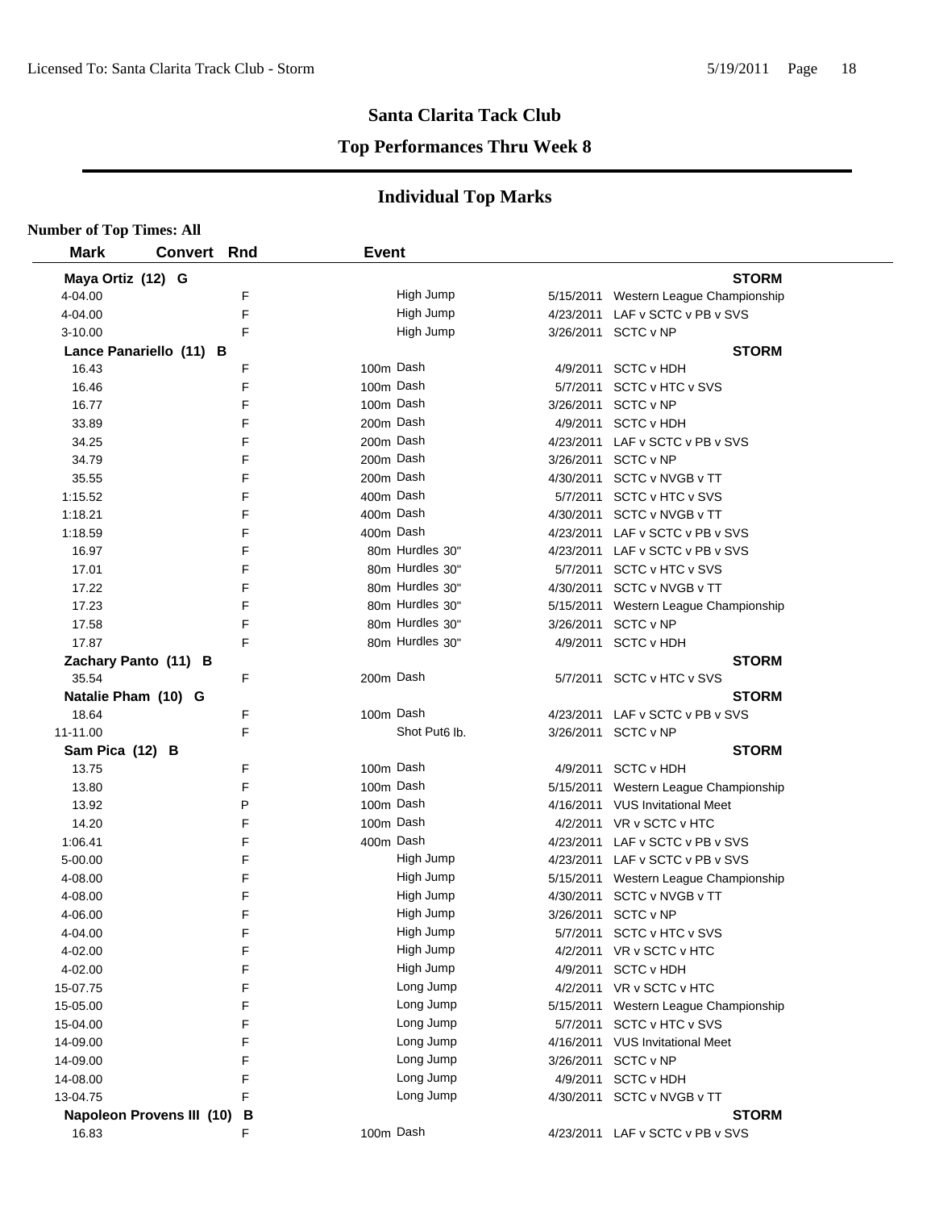## Santa Clarita Tack Club

### Top Performances Thru Week 8

### Individual Top Marks

**Number of Top Times: All**

| Mark | Convert | Rnd | Event | Date | Meet |
|---|---|---|---|---|---|
| **Maya Ortiz (12) G** | | | | | **STORM** |
| 4-04.00 | | F | High Jump | 5/15/2011 | Western League Championship |
| 4-04.00 | | F | High Jump | 4/23/2011 | LAF v SCTC v PB v SVS |
| 3-10.00 | | F | High Jump | 3/26/2011 | SCTC v NP |
| **Lance Panariello (11) B** | | | | | **STORM** |
| 16.43 | | F | 100m Dash | 4/9/2011 | SCTC v HDH |
| 16.46 | | F | 100m Dash | 5/7/2011 | SCTC v HTC v SVS |
| 16.77 | | F | 100m Dash | 3/26/2011 | SCTC v NP |
| 33.89 | | F | 200m Dash | 4/9/2011 | SCTC v HDH |
| 34.25 | | F | 200m Dash | 4/23/2011 | LAF v SCTC v PB v SVS |
| 34.79 | | F | 200m Dash | 3/26/2011 | SCTC v NP |
| 35.55 | | F | 200m Dash | 4/30/2011 | SCTC v NVGB v TT |
| 1:15.52 | | F | 400m Dash | 5/7/2011 | SCTC v HTC v SVS |
| 1:18.21 | | F | 400m Dash | 4/30/2011 | SCTC v NVGB v TT |
| 1:18.59 | | F | 400m Dash | 4/23/2011 | LAF v SCTC v PB v SVS |
| 16.97 | | F | 80m Hurdles 30" | 4/23/2011 | LAF v SCTC v PB v SVS |
| 17.01 | | F | 80m Hurdles 30" | 5/7/2011 | SCTC v HTC v SVS |
| 17.22 | | F | 80m Hurdles 30" | 4/30/2011 | SCTC v NVGB v TT |
| 17.23 | | F | 80m Hurdles 30" | 5/15/2011 | Western League Championship |
| 17.58 | | F | 80m Hurdles 30" | 3/26/2011 | SCTC v NP |
| 17.87 | | F | 80m Hurdles 30" | 4/9/2011 | SCTC v HDH |
| **Zachary Panto (11) B** | | | | | **STORM** |
| 35.54 | | F | 200m Dash | 5/7/2011 | SCTC v HTC v SVS |
| **Natalie Pham (10) G** | | | | | **STORM** |
| 18.64 | | F | 100m Dash | 4/23/2011 | LAF v SCTC v PB v SVS |
| 11-11.00 | | F | Shot Put6 lb. | 3/26/2011 | SCTC v NP |
| **Sam Pica (12) B** | | | | | **STORM** |
| 13.75 | | F | 100m Dash | 4/9/2011 | SCTC v HDH |
| 13.80 | | F | 100m Dash | 5/15/2011 | Western League Championship |
| 13.92 | | P | 100m Dash | 4/16/2011 | VUS Invitational Meet |
| 14.20 | | F | 100m Dash | 4/2/2011 | VR v SCTC v HTC |
| 1:06.41 | | F | 400m Dash | 4/23/2011 | LAF v SCTC v PB v SVS |
| 5-00.00 | | F | High Jump | 4/23/2011 | LAF v SCTC v PB v SVS |
| 4-08.00 | | F | High Jump | 5/15/2011 | Western League Championship |
| 4-08.00 | | F | High Jump | 4/30/2011 | SCTC v NVGB v TT |
| 4-06.00 | | F | High Jump | 3/26/2011 | SCTC v NP |
| 4-04.00 | | F | High Jump | 5/7/2011 | SCTC v HTC v SVS |
| 4-02.00 | | F | High Jump | 4/2/2011 | VR v SCTC v HTC |
| 4-02.00 | | F | High Jump | 4/9/2011 | SCTC v HDH |
| 15-07.75 | | F | Long Jump | 4/2/2011 | VR v SCTC v HTC |
| 15-05.00 | | F | Long Jump | 5/15/2011 | Western League Championship |
| 15-04.00 | | F | Long Jump | 5/7/2011 | SCTC v HTC v SVS |
| 14-09.00 | | F | Long Jump | 4/16/2011 | VUS Invitational Meet |
| 14-09.00 | | F | Long Jump | 3/26/2011 | SCTC v NP |
| 14-08.00 | | F | Long Jump | 4/9/2011 | SCTC v HDH |
| 13-04.75 | | F | Long Jump | 4/30/2011 | SCTC v NVGB v TT |
| **Napoleon Provens III (10) B** | | | | | **STORM** |
| 16.83 | | F | 100m Dash | 4/23/2011 | LAF v SCTC v PB v SVS |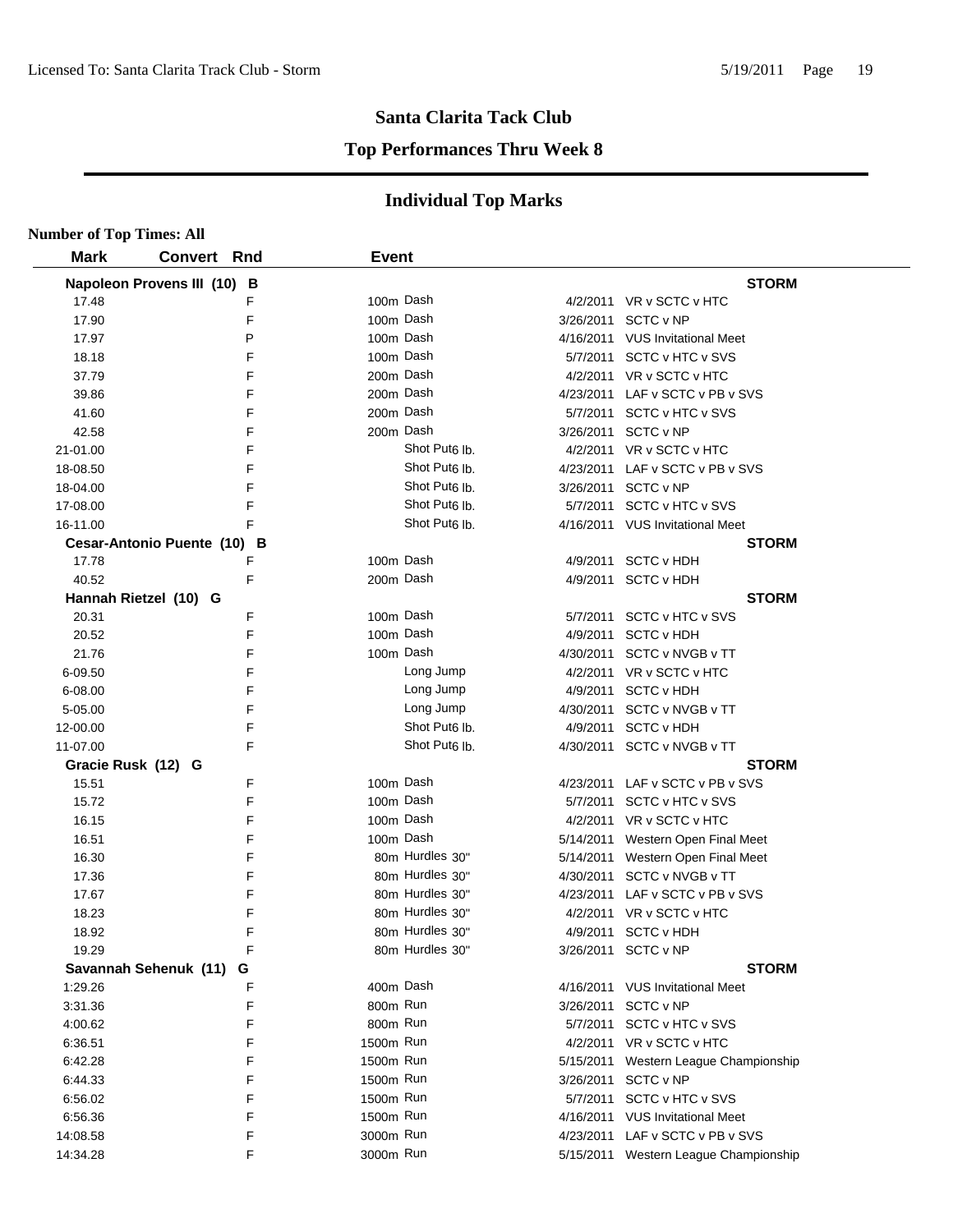## Santa Clarita Tack Club

### Top Performances Thru Week 8

### Individual Top Marks

**Number of Top Times: All**

| Mark | Convert | Rnd | Event | Date | Meet |
|---|---|---|---|---|---|
| **Napoleon Provens III (10) B** | | | | | **STORM** |
| 17.48 | | F | 100m Dash | 4/2/2011 | VR v SCTC v HTC |
| 17.90 | | F | 100m Dash | 3/26/2011 | SCTC v NP |
| 17.97 | | P | 100m Dash | 4/16/2011 | VUS Invitational Meet |
| 18.18 | | F | 100m Dash | 5/7/2011 | SCTC v HTC v SVS |
| 37.79 | | F | 200m Dash | 4/2/2011 | VR v SCTC v HTC |
| 39.86 | | F | 200m Dash | 4/23/2011 | LAF v SCTC v PB v SVS |
| 41.60 | | F | 200m Dash | 5/7/2011 | SCTC v HTC v SVS |
| 42.58 | | F | 200m Dash | 3/26/2011 | SCTC v NP |
| 21-01.00 | | F | Shot Put6 lb. | 4/2/2011 | VR v SCTC v HTC |
| 18-08.50 | | F | Shot Put6 lb. | 4/23/2011 | LAF v SCTC v PB v SVS |
| 18-04.00 | | F | Shot Put6 lb. | 3/26/2011 | SCTC v NP |
| 17-08.00 | | F | Shot Put6 lb. | 5/7/2011 | SCTC v HTC v SVS |
| 16-11.00 | | F | Shot Put6 lb. | 4/16/2011 | VUS Invitational Meet |
| **Cesar-Antonio Puente (10) B** | | | | | **STORM** |
| 17.78 | | F | 100m Dash | 4/9/2011 | SCTC v HDH |
| 40.52 | | F | 200m Dash | 4/9/2011 | SCTC v HDH |
| **Hannah Rietzel (10) G** | | | | | **STORM** |
| 20.31 | | F | 100m Dash | 5/7/2011 | SCTC v HTC v SVS |
| 20.52 | | F | 100m Dash | 4/9/2011 | SCTC v HDH |
| 21.76 | | F | 100m Dash | 4/30/2011 | SCTC v NVGB v TT |
| 6-09.50 | | F | Long Jump | 4/2/2011 | VR v SCTC v HTC |
| 6-08.00 | | F | Long Jump | 4/9/2011 | SCTC v HDH |
| 5-05.00 | | F | Long Jump | 4/30/2011 | SCTC v NVGB v TT |
| 12-00.00 | | F | Shot Put6 lb. | 4/9/2011 | SCTC v HDH |
| 11-07.00 | | F | Shot Put6 lb. | 4/30/2011 | SCTC v NVGB v TT |
| **Gracie Rusk (12) G** | | | | | **STORM** |
| 15.51 | | F | 100m Dash | 4/23/2011 | LAF v SCTC v PB v SVS |
| 15.72 | | F | 100m Dash | 5/7/2011 | SCTC v HTC v SVS |
| 16.15 | | F | 100m Dash | 4/2/2011 | VR v SCTC v HTC |
| 16.51 | | F | 100m Dash | 5/14/2011 | Western Open Final Meet |
| 16.30 | | F | 80m Hurdles 30" | 5/14/2011 | Western Open Final Meet |
| 17.36 | | F | 80m Hurdles 30" | 4/30/2011 | SCTC v NVGB v TT |
| 17.67 | | F | 80m Hurdles 30" | 4/23/2011 | LAF v SCTC v PB v SVS |
| 18.23 | | F | 80m Hurdles 30" | 4/2/2011 | VR v SCTC v HTC |
| 18.92 | | F | 80m Hurdles 30" | 4/9/2011 | SCTC v HDH |
| 19.29 | | F | 80m Hurdles 30" | 3/26/2011 | SCTC v NP |
| **Savannah Sehenuk (11) G** | | | | | **STORM** |
| 1:29.26 | | F | 400m Dash | 4/16/2011 | VUS Invitational Meet |
| 3:31.36 | | F | 800m Run | 3/26/2011 | SCTC v NP |
| 4:00.62 | | F | 800m Run | 5/7/2011 | SCTC v HTC v SVS |
| 6:36.51 | | F | 1500m Run | 4/2/2011 | VR v SCTC v HTC |
| 6:42.28 | | F | 1500m Run | 5/15/2011 | Western League Championship |
| 6:44.33 | | F | 1500m Run | 3/26/2011 | SCTC v NP |
| 6:56.02 | | F | 1500m Run | 5/7/2011 | SCTC v HTC v SVS |
| 6:56.36 | | F | 1500m Run | 4/16/2011 | VUS Invitational Meet |
| 14:08.58 | | F | 3000m Run | 4/23/2011 | LAF v SCTC v PB v SVS |
| 14:34.28 | | F | 3000m Run | 5/15/2011 | Western League Championship |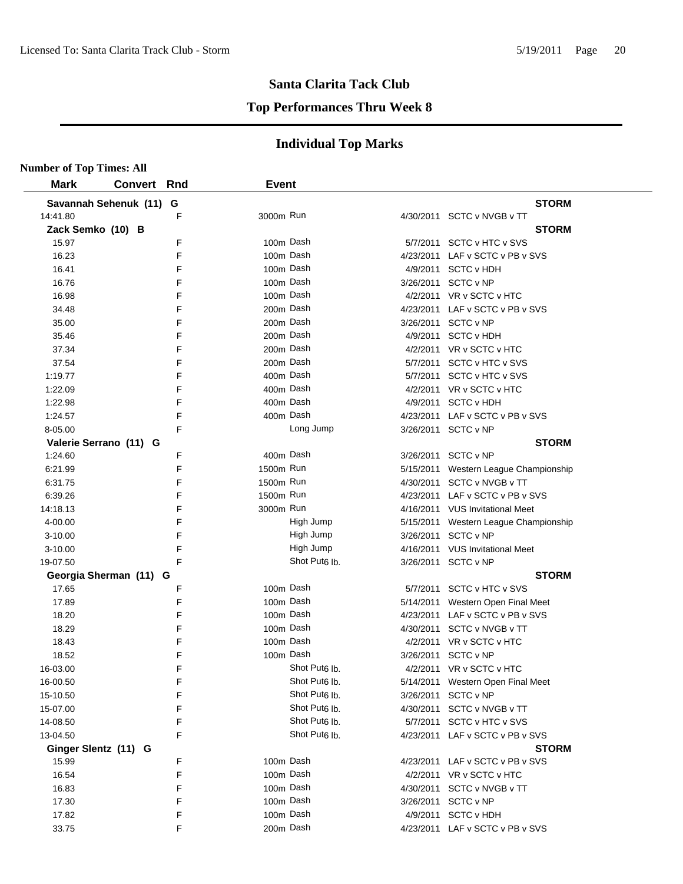## Santa Clarita Tack Club

### Top Performances Thru Week 8

### Individual Top Marks

**Number of Top Times: All**

| Mark | Convert | Rnd | Event | Date | Meet |
|---|---|---|---|---|---|
| **Savannah Sehenuk (11) G** | | | | | **STORM** |
| 14:41.80 | | F | 3000m Run | 4/30/2011 | SCTC v NVGB v TT |
| **Zack Semko (10) B** | | | | | **STORM** |
| 15.97 | | F | 100m Dash | 5/7/2011 | SCTC v HTC v SVS |
| 16.23 | | F | 100m Dash | 4/23/2011 | LAF v SCTC v PB v SVS |
| 16.41 | | F | 100m Dash | 4/9/2011 | SCTC v HDH |
| 16.76 | | F | 100m Dash | 3/26/2011 | SCTC v NP |
| 16.98 | | F | 100m Dash | 4/2/2011 | VR v SCTC v HTC |
| 34.48 | | F | 200m Dash | 4/23/2011 | LAF v SCTC v PB v SVS |
| 35.00 | | F | 200m Dash | 3/26/2011 | SCTC v NP |
| 35.46 | | F | 200m Dash | 4/9/2011 | SCTC v HDH |
| 37.34 | | F | 200m Dash | 4/2/2011 | VR v SCTC v HTC |
| 37.54 | | F | 200m Dash | 5/7/2011 | SCTC v HTC v SVS |
| 1:19.77 | | F | 400m Dash | 5/7/2011 | SCTC v HTC v SVS |
| 1:22.09 | | F | 400m Dash | 4/2/2011 | VR v SCTC v HTC |
| 1:22.98 | | F | 400m Dash | 4/9/2011 | SCTC v HDH |
| 1:24.57 | | F | 400m Dash | 4/23/2011 | LAF v SCTC v PB v SVS |
| 8-05.00 | | F | Long Jump | 3/26/2011 | SCTC v NP |
| **Valerie Serrano (11) G** | | | | | **STORM** |
| 1:24.60 | | F | 400m Dash | 3/26/2011 | SCTC v NP |
| 6:21.99 | | F | 1500m Run | 5/15/2011 | Western League Championship |
| 6:31.75 | | F | 1500m Run | 4/30/2011 | SCTC v NVGB v TT |
| 6:39.26 | | F | 1500m Run | 4/23/2011 | LAF v SCTC v PB v SVS |
| 14:18.13 | | F | 3000m Run | 4/16/2011 | VUS Invitational Meet |
| 4-00.00 | | F | High Jump | 5/15/2011 | Western League Championship |
| 3-10.00 | | F | High Jump | 3/26/2011 | SCTC v NP |
| 3-10.00 | | F | High Jump | 4/16/2011 | VUS Invitational Meet |
| 19-07.50 | | F | Shot Put6 lb. | 3/26/2011 | SCTC v NP |
| **Georgia Sherman (11) G** | | | | | **STORM** |
| 17.65 | | F | 100m Dash | 5/7/2011 | SCTC v HTC v SVS |
| 17.89 | | F | 100m Dash | 5/14/2011 | Western Open Final Meet |
| 18.20 | | F | 100m Dash | 4/23/2011 | LAF v SCTC v PB v SVS |
| 18.29 | | F | 100m Dash | 4/30/2011 | SCTC v NVGB v TT |
| 18.43 | | F | 100m Dash | 4/2/2011 | VR v SCTC v HTC |
| 18.52 | | F | 100m Dash | 3/26/2011 | SCTC v NP |
| 16-03.00 | | F | Shot Put6 lb. | 4/2/2011 | VR v SCTC v HTC |
| 16-00.50 | | F | Shot Put6 lb. | 5/14/2011 | Western Open Final Meet |
| 15-10.50 | | F | Shot Put6 lb. | 3/26/2011 | SCTC v NP |
| 15-07.00 | | F | Shot Put6 lb. | 4/30/2011 | SCTC v NVGB v TT |
| 14-08.50 | | F | Shot Put6 lb. | 5/7/2011 | SCTC v HTC v SVS |
| 13-04.50 | | F | Shot Put6 lb. | 4/23/2011 | LAF v SCTC v PB v SVS |
| **Ginger Slentz (11) G** | | | | | **STORM** |
| 15.99 | | F | 100m Dash | 4/23/2011 | LAF v SCTC v PB v SVS |
| 16.54 | | F | 100m Dash | 4/2/2011 | VR v SCTC v HTC |
| 16.83 | | F | 100m Dash | 4/30/2011 | SCTC v NVGB v TT |
| 17.30 | | F | 100m Dash | 3/26/2011 | SCTC v NP |
| 17.82 | | F | 100m Dash | 4/9/2011 | SCTC v HDH |
| 33.75 | | F | 200m Dash | 4/23/2011 | LAF v SCTC v PB v SVS |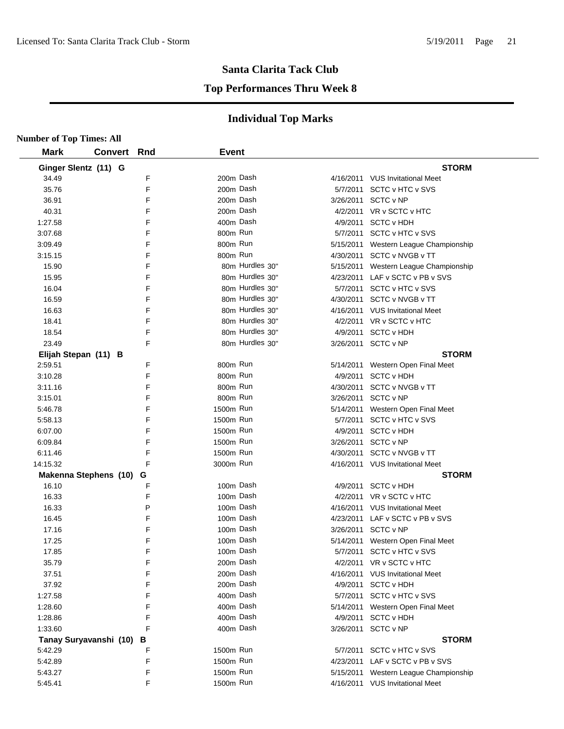# Santa Clarita Tack Club

## Top Performances Thru Week 8

## Individual Top Marks

**Number of Top Times: All**

| Mark | Convert | Rnd | Event | Date | Meet |
|---|---|---|---|---|---|
| **Ginger Slentz (11) G** | | | | | **STORM** |
| 34.49 | | F | 200m Dash | 4/16/2011 | VUS Invitational Meet |
| 35.76 | | F | 200m Dash | 5/7/2011 | SCTC v HTC v SVS |
| 36.91 | | F | 200m Dash | 3/26/2011 | SCTC v NP |
| 40.31 | | F | 200m Dash | 4/2/2011 | VR v SCTC v HTC |
| 1:27.58 | | F | 400m Dash | 4/9/2011 | SCTC v HDH |
| 3:07.68 | | F | 800m Run | 5/7/2011 | SCTC v HTC v SVS |
| 3:09.49 | | F | 800m Run | 5/15/2011 | Western League Championship |
| 3:15.15 | | F | 800m Run | 4/30/2011 | SCTC v NVGB v TT |
| 15.90 | | F | 80m Hurdles 30" | 5/15/2011 | Western League Championship |
| 15.95 | | F | 80m Hurdles 30" | 4/23/2011 | LAF v SCTC v PB v SVS |
| 16.04 | | F | 80m Hurdles 30" | 5/7/2011 | SCTC v HTC v SVS |
| 16.59 | | F | 80m Hurdles 30" | 4/30/2011 | SCTC v NVGB v TT |
| 16.63 | | F | 80m Hurdles 30" | 4/16/2011 | VUS Invitational Meet |
| 18.41 | | F | 80m Hurdles 30" | 4/2/2011 | VR v SCTC v HTC |
| 18.54 | | F | 80m Hurdles 30" | 4/9/2011 | SCTC v HDH |
| 23.49 | | F | 80m Hurdles 30" | 3/26/2011 | SCTC v NP |
| **Elijah Stepan (11) B** | | | | | **STORM** |
| 2:59.51 | | F | 800m Run | 5/14/2011 | Western Open Final Meet |
| 3:10.28 | | F | 800m Run | 4/9/2011 | SCTC v HDH |
| 3:11.16 | | F | 800m Run | 4/30/2011 | SCTC v NVGB v TT |
| 3:15.01 | | F | 800m Run | 3/26/2011 | SCTC v NP |
| 5:46.78 | | F | 1500m Run | 5/14/2011 | Western Open Final Meet |
| 5:58.13 | | F | 1500m Run | 5/7/2011 | SCTC v HTC v SVS |
| 6:07.00 | | F | 1500m Run | 4/9/2011 | SCTC v HDH |
| 6:09.84 | | F | 1500m Run | 3/26/2011 | SCTC v NP |
| 6:11.46 | | F | 1500m Run | 4/30/2011 | SCTC v NVGB v TT |
| 14:15.32 | | F | 3000m Run | 4/16/2011 | VUS Invitational Meet |
| **Makenna Stephens (10) G** | | | | | **STORM** |
| 16.10 | | F | 100m Dash | 4/9/2011 | SCTC v HDH |
| 16.33 | | F | 100m Dash | 4/2/2011 | VR v SCTC v HTC |
| 16.33 | | P | 100m Dash | 4/16/2011 | VUS Invitational Meet |
| 16.45 | | F | 100m Dash | 4/23/2011 | LAF v SCTC v PB v SVS |
| 17.16 | | F | 100m Dash | 3/26/2011 | SCTC v NP |
| 17.25 | | F | 100m Dash | 5/14/2011 | Western Open Final Meet |
| 17.85 | | F | 100m Dash | 5/7/2011 | SCTC v HTC v SVS |
| 35.79 | | F | 200m Dash | 4/2/2011 | VR v SCTC v HTC |
| 37.51 | | F | 200m Dash | 4/16/2011 | VUS Invitational Meet |
| 37.92 | | F | 200m Dash | 4/9/2011 | SCTC v HDH |
| 1:27.58 | | F | 400m Dash | 5/7/2011 | SCTC v HTC v SVS |
| 1:28.60 | | F | 400m Dash | 5/14/2011 | Western Open Final Meet |
| 1:28.86 | | F | 400m Dash | 4/9/2011 | SCTC v HDH |
| 1:33.60 | | F | 400m Dash | 3/26/2011 | SCTC v NP |
| **Tanay Suryavanshi (10) B** | | | | | **STORM** |
| 5:42.29 | | F | 1500m Run | 5/7/2011 | SCTC v HTC v SVS |
| 5:42.89 | | F | 1500m Run | 4/23/2011 | LAF v SCTC v PB v SVS |
| 5:43.27 | | F | 1500m Run | 5/15/2011 | Western League Championship |
| 5:45.41 | | F | 1500m Run | 4/16/2011 | VUS Invitational Meet |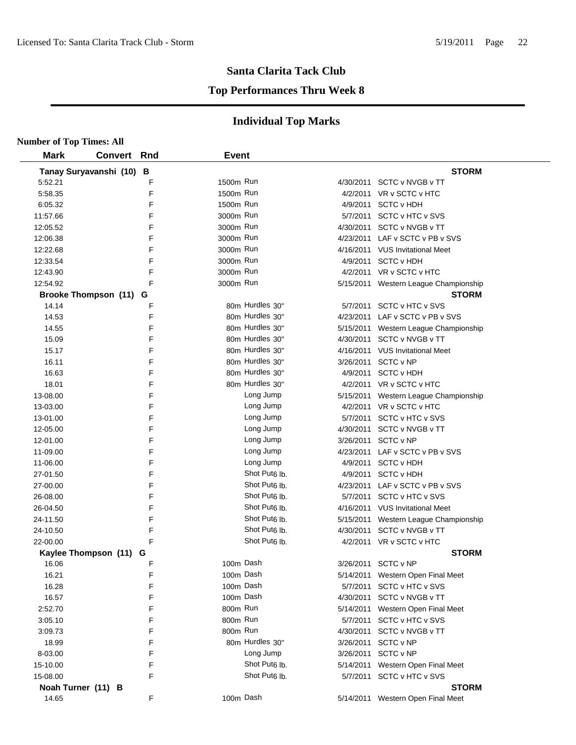## Santa Clarita Tack Club

### Top Performances Thru Week 8

### Individual Top Marks

**Number of Top Times: All**

| Mark | Convert | Rnd | Event | Date | Meet |
|---|---|---|---|---|---|
| **Tanay Suryavanshi (10) B** | | | | | **STORM** |
| 5:52.21 | | F | 1500m Run | 4/30/2011 | SCTC v NVGB v TT |
| 5:58.35 | | F | 1500m Run | 4/2/2011 | VR v SCTC v HTC |
| 6:05.32 | | F | 1500m Run | 4/9/2011 | SCTC v HDH |
| 11:57.66 | | F | 3000m Run | 5/7/2011 | SCTC v HTC v SVS |
| 12:05.52 | | F | 3000m Run | 4/30/2011 | SCTC v NVGB v TT |
| 12:06.38 | | F | 3000m Run | 4/23/2011 | LAF v SCTC v PB v SVS |
| 12:22.68 | | F | 3000m Run | 4/16/2011 | VUS Invitational Meet |
| 12:33.54 | | F | 3000m Run | 4/9/2011 | SCTC v HDH |
| 12:43.90 | | F | 3000m Run | 4/2/2011 | VR v SCTC v HTC |
| 12:54.92 | | F | 3000m Run | 5/15/2011 | Western League Championship |
| **Brooke Thompson (11) G** | | | | | **STORM** |
| 14.14 | | F | 80m Hurdles 30" | 5/7/2011 | SCTC v HTC v SVS |
| 14.53 | | F | 80m Hurdles 30" | 4/23/2011 | LAF v SCTC v PB v SVS |
| 14.55 | | F | 80m Hurdles 30" | 5/15/2011 | Western League Championship |
| 15.09 | | F | 80m Hurdles 30" | 4/30/2011 | SCTC v NVGB v TT |
| 15.17 | | F | 80m Hurdles 30" | 4/16/2011 | VUS Invitational Meet |
| 16.11 | | F | 80m Hurdles 30" | 3/26/2011 | SCTC v NP |
| 16.63 | | F | 80m Hurdles 30" | 4/9/2011 | SCTC v HDH |
| 18.01 | | F | 80m Hurdles 30" | 4/2/2011 | VR v SCTC v HTC |
| 13-08.00 | | F | Long Jump | 5/15/2011 | Western League Championship |
| 13-03.00 | | F | Long Jump | 4/2/2011 | VR v SCTC v HTC |
| 13-01.00 | | F | Long Jump | 5/7/2011 | SCTC v HTC v SVS |
| 12-05.00 | | F | Long Jump | 4/30/2011 | SCTC v NVGB v TT |
| 12-01.00 | | F | Long Jump | 3/26/2011 | SCTC v NP |
| 11-09.00 | | F | Long Jump | 4/23/2011 | LAF v SCTC v PB v SVS |
| 11-06.00 | | F | Long Jump | 4/9/2011 | SCTC v HDH |
| 27-01.50 | | F | Shot Put 6 lb. | 4/9/2011 | SCTC v HDH |
| 27-00.00 | | F | Shot Put 6 lb. | 4/23/2011 | LAF v SCTC v PB v SVS |
| 26-08.00 | | F | Shot Put 6 lb. | 5/7/2011 | SCTC v HTC v SVS |
| 26-04.50 | | F | Shot Put 6 lb. | 4/16/2011 | VUS Invitational Meet |
| 24-11.50 | | F | Shot Put 6 lb. | 5/15/2011 | Western League Championship |
| 24-10.50 | | F | Shot Put 6 lb. | 4/30/2011 | SCTC v NVGB v TT |
| 22-00.00 | | F | Shot Put 6 lb. | 4/2/2011 | VR v SCTC v HTC |
| **Kaylee Thompson (11) G** | | | | | **STORM** |
| 16.06 | | F | 100m Dash | 3/26/2011 | SCTC v NP |
| 16.21 | | F | 100m Dash | 5/14/2011 | Western Open Final Meet |
| 16.28 | | F | 100m Dash | 5/7/2011 | SCTC v HTC v SVS |
| 16.57 | | F | 100m Dash | 4/30/2011 | SCTC v NVGB v TT |
| 2:52.70 | | F | 800m Run | 5/14/2011 | Western Open Final Meet |
| 3:05.10 | | F | 800m Run | 5/7/2011 | SCTC v HTC v SVS |
| 3:09.73 | | F | 800m Run | 4/30/2011 | SCTC v NVGB v TT |
| 18.99 | | F | 80m Hurdles 30" | 3/26/2011 | SCTC v NP |
| 8-03.00 | | F | Long Jump | 3/26/2011 | SCTC v NP |
| 15-10.00 | | F | Shot Put 6 lb. | 5/14/2011 | Western Open Final Meet |
| 15-08.00 | | F | Shot Put 6 lb. | 5/7/2011 | SCTC v HTC v SVS |
| **Noah Turner (11) B** | | | | | **STORM** |
| 14.65 | | F | 100m Dash | 5/14/2011 | Western Open Final Meet |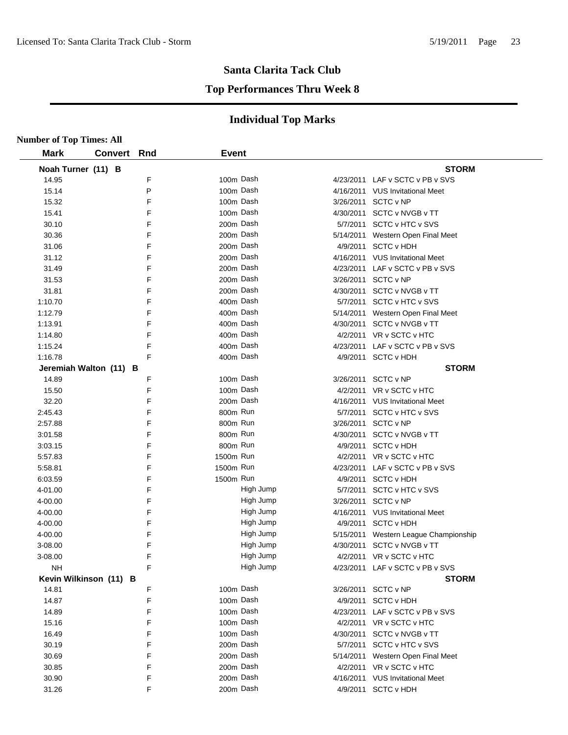# Santa Clarita Tack Club

## Top Performances Thru Week 8

## Individual Top Marks

**Number of Top Times: All**

| Mark | Convert | Rnd | Event | | |
|---|---|---|---|---|---|
| **Noah Turner (11) B** | | | | | **STORM** |
| 14.95 | | F | 100m Dash | 4/23/2011 | LAF v SCTC v PB v SVS |
| 15.14 | | P | 100m Dash | 4/16/2011 | VUS Invitational Meet |
| 15.32 | | F | 100m Dash | 3/26/2011 | SCTC v NP |
| 15.41 | | F | 100m Dash | 4/30/2011 | SCTC v NVGB v TT |
| 30.10 | | F | 200m Dash | 5/7/2011 | SCTC v HTC v SVS |
| 30.36 | | F | 200m Dash | 5/14/2011 | Western Open Final Meet |
| 31.06 | | F | 200m Dash | 4/9/2011 | SCTC v HDH |
| 31.12 | | F | 200m Dash | 4/16/2011 | VUS Invitational Meet |
| 31.49 | | F | 200m Dash | 4/23/2011 | LAF v SCTC v PB v SVS |
| 31.53 | | F | 200m Dash | 3/26/2011 | SCTC v NP |
| 31.81 | | F | 200m Dash | 4/30/2011 | SCTC v NVGB v TT |
| 1:10.70 | | F | 400m Dash | 5/7/2011 | SCTC v HTC v SVS |
| 1:12.79 | | F | 400m Dash | 5/14/2011 | Western Open Final Meet |
| 1:13.91 | | F | 400m Dash | 4/30/2011 | SCTC v NVGB v TT |
| 1:14.80 | | F | 400m Dash | 4/2/2011 | VR v SCTC v HTC |
| 1:15.24 | | F | 400m Dash | 4/23/2011 | LAF v SCTC v PB v SVS |
| 1:16.78 | | F | 400m Dash | 4/9/2011 | SCTC v HDH |
| **Jeremiah Walton (11) B** | | | | | **STORM** |
| 14.89 | | F | 100m Dash | 3/26/2011 | SCTC v NP |
| 15.50 | | F | 100m Dash | 4/2/2011 | VR v SCTC v HTC |
| 32.20 | | F | 200m Dash | 4/16/2011 | VUS Invitational Meet |
| 2:45.43 | | F | 800m Run | 5/7/2011 | SCTC v HTC v SVS |
| 2:57.88 | | F | 800m Run | 3/26/2011 | SCTC v NP |
| 3:01.58 | | F | 800m Run | 4/30/2011 | SCTC v NVGB v TT |
| 3:03.15 | | F | 800m Run | 4/9/2011 | SCTC v HDH |
| 5:57.83 | | F | 1500m Run | 4/2/2011 | VR v SCTC v HTC |
| 5:58.81 | | F | 1500m Run | 4/23/2011 | LAF v SCTC v PB v SVS |
| 6:03.59 | | F | 1500m Run | 4/9/2011 | SCTC v HDH |
| 4-01.00 | | F | High Jump | 5/7/2011 | SCTC v HTC v SVS |
| 4-00.00 | | F | High Jump | 3/26/2011 | SCTC v NP |
| 4-00.00 | | F | High Jump | 4/16/2011 | VUS Invitational Meet |
| 4-00.00 | | F | High Jump | 4/9/2011 | SCTC v HDH |
| 4-00.00 | | F | High Jump | 5/15/2011 | Western League Championship |
| 3-08.00 | | F | High Jump | 4/30/2011 | SCTC v NVGB v TT |
| 3-08.00 | | F | High Jump | 4/2/2011 | VR v SCTC v HTC |
| NH | | F | High Jump | 4/23/2011 | LAF v SCTC v PB v SVS |
| **Kevin Wilkinson (11) B** | | | | | **STORM** |
| 14.81 | | F | 100m Dash | 3/26/2011 | SCTC v NP |
| 14.87 | | F | 100m Dash | 4/9/2011 | SCTC v HDH |
| 14.89 | | F | 100m Dash | 4/23/2011 | LAF v SCTC v PB v SVS |
| 15.16 | | F | 100m Dash | 4/2/2011 | VR v SCTC v HTC |
| 16.49 | | F | 100m Dash | 4/30/2011 | SCTC v NVGB v TT |
| 30.19 | | F | 200m Dash | 5/7/2011 | SCTC v HTC v SVS |
| 30.69 | | F | 200m Dash | 5/14/2011 | Western Open Final Meet |
| 30.85 | | F | 200m Dash | 4/2/2011 | VR v SCTC v HTC |
| 30.90 | | F | 200m Dash | 4/16/2011 | VUS Invitational Meet |
| 31.26 | | F | 200m Dash | 4/9/2011 | SCTC v HDH |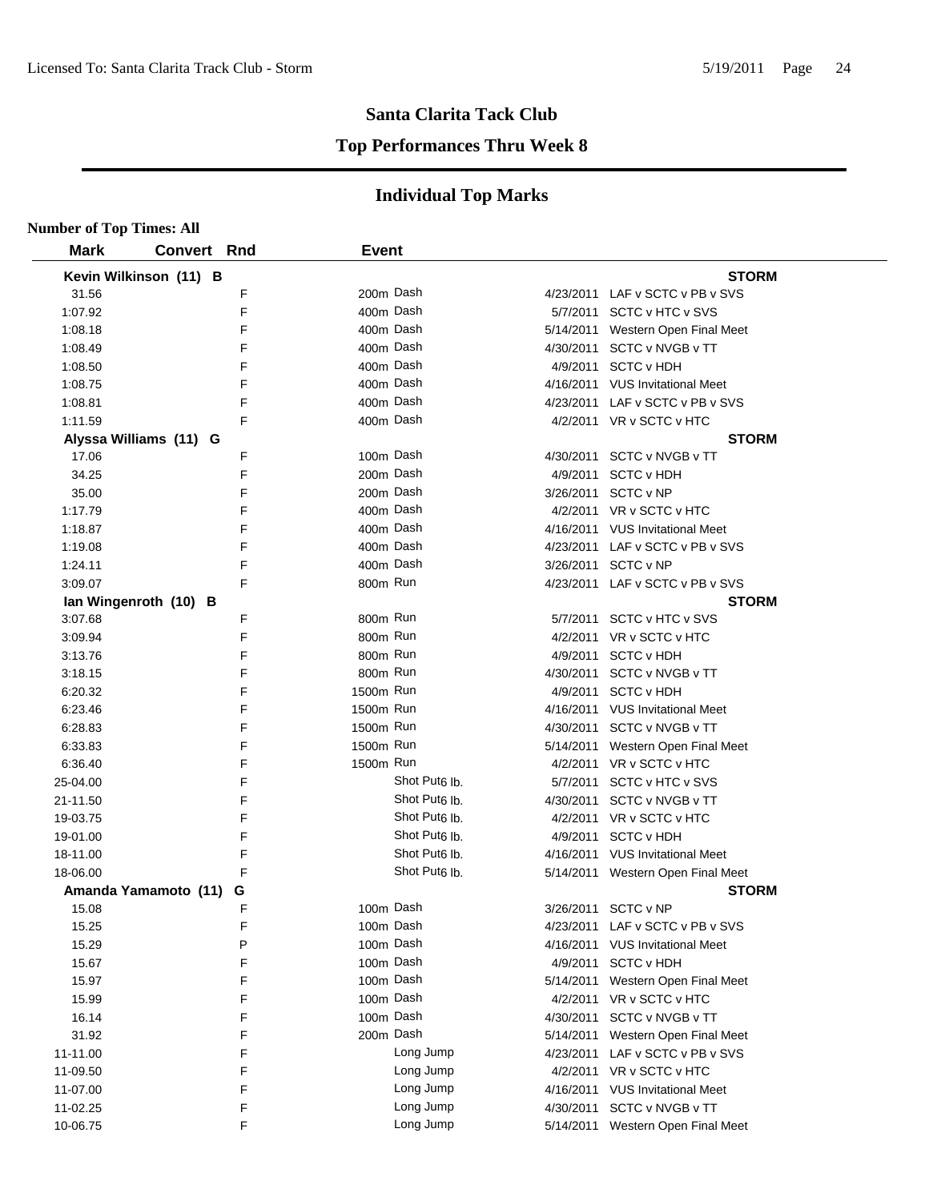# Santa Clarita Tack Club

## Top Performances Thru Week 8

## Individual Top Marks

**Number of Top Times: All**

| Mark | Convert | Rnd | Event | Date | Meet |
|---|---|---|---|---|---|
| **Kevin Wilkinson (11) B** | | | | | **STORM** |
| 31.56 | | F | 200m Dash | 4/23/2011 | LAF v SCTC v PB v SVS |
| 1:07.92 | | F | 400m Dash | 5/7/2011 | SCTC v HTC v SVS |
| 1:08.18 | | F | 400m Dash | 5/14/2011 | Western Open Final Meet |
| 1:08.49 | | F | 400m Dash | 4/30/2011 | SCTC v NVGB v TT |
| 1:08.50 | | F | 400m Dash | 4/9/2011 | SCTC v HDH |
| 1:08.75 | | F | 400m Dash | 4/16/2011 | VUS Invitational Meet |
| 1:08.81 | | F | 400m Dash | 4/23/2011 | LAF v SCTC v PB v SVS |
| 1:11.59 | | F | 400m Dash | 4/2/2011 | VR v SCTC v HTC |
| **Alyssa Williams (11) G** | | | | | **STORM** |
| 17.06 | | F | 100m Dash | 4/30/2011 | SCTC v NVGB v TT |
| 34.25 | | F | 200m Dash | 4/9/2011 | SCTC v HDH |
| 35.00 | | F | 200m Dash | 3/26/2011 | SCTC v NP |
| 1:17.79 | | F | 400m Dash | 4/2/2011 | VR v SCTC v HTC |
| 1:18.87 | | F | 400m Dash | 4/16/2011 | VUS Invitational Meet |
| 1:19.08 | | F | 400m Dash | 4/23/2011 | LAF v SCTC v PB v SVS |
| 1:24.11 | | F | 400m Dash | 3/26/2011 | SCTC v NP |
| 3:09.07 | | F | 800m Run | 4/23/2011 | LAF v SCTC v PB v SVS |
| **Ian Wingenroth (10) B** | | | | | **STORM** |
| 3:07.68 | | F | 800m Run | 5/7/2011 | SCTC v HTC v SVS |
| 3:09.94 | | F | 800m Run | 4/2/2011 | VR v SCTC v HTC |
| 3:13.76 | | F | 800m Run | 4/9/2011 | SCTC v HDH |
| 3:18.15 | | F | 800m Run | 4/30/2011 | SCTC v NVGB v TT |
| 6:20.32 | | F | 1500m Run | 4/9/2011 | SCTC v HDH |
| 6:23.46 | | F | 1500m Run | 4/16/2011 | VUS Invitational Meet |
| 6:28.83 | | F | 1500m Run | 4/30/2011 | SCTC v NVGB v TT |
| 6:33.83 | | F | 1500m Run | 5/14/2011 | Western Open Final Meet |
| 6:36.40 | | F | 1500m Run | 4/2/2011 | VR v SCTC v HTC |
| 25-04.00 | | F | Shot Put6 lb. | 5/7/2011 | SCTC v HTC v SVS |
| 21-11.50 | | F | Shot Put6 lb. | 4/30/2011 | SCTC v NVGB v TT |
| 19-03.75 | | F | Shot Put6 lb. | 4/2/2011 | VR v SCTC v HTC |
| 19-01.00 | | F | Shot Put6 lb. | 4/9/2011 | SCTC v HDH |
| 18-11.00 | | F | Shot Put6 lb. | 4/16/2011 | VUS Invitational Meet |
| 18-06.00 | | F | Shot Put6 lb. | 5/14/2011 | Western Open Final Meet |
| **Amanda Yamamoto (11) G** | | | | | **STORM** |
| 15.08 | | F | 100m Dash | 3/26/2011 | SCTC v NP |
| 15.25 | | F | 100m Dash | 4/23/2011 | LAF v SCTC v PB v SVS |
| 15.29 | | P | 100m Dash | 4/16/2011 | VUS Invitational Meet |
| 15.67 | | F | 100m Dash | 4/9/2011 | SCTC v HDH |
| 15.97 | | F | 100m Dash | 5/14/2011 | Western Open Final Meet |
| 15.99 | | F | 100m Dash | 4/2/2011 | VR v SCTC v HTC |
| 16.14 | | F | 100m Dash | 4/30/2011 | SCTC v NVGB v TT |
| 31.92 | | F | 200m Dash | 5/14/2011 | Western Open Final Meet |
| 11-11.00 | | F | Long Jump | 4/23/2011 | LAF v SCTC v PB v SVS |
| 11-09.50 | | F | Long Jump | 4/2/2011 | VR v SCTC v HTC |
| 11-07.00 | | F | Long Jump | 4/16/2011 | VUS Invitational Meet |
| 11-02.25 | | F | Long Jump | 4/30/2011 | SCTC v NVGB v TT |
| 10-06.75 | | F | Long Jump | 5/14/2011 | Western Open Final Meet |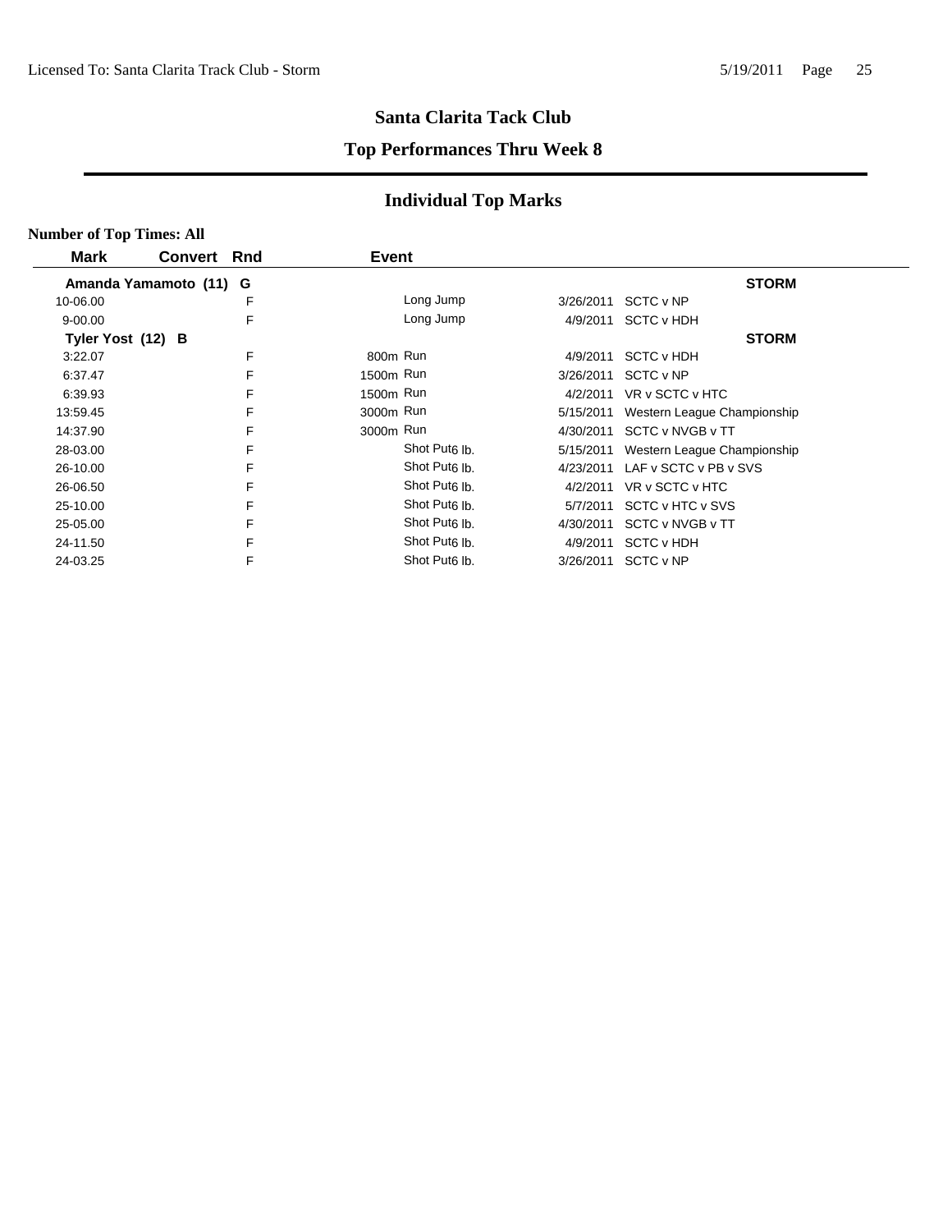## Santa Clarita Tack Club

## Top Performances Thru Week 8

## Individual Top Marks

**Number of Top Times: All**

| Mark | Convert | Rnd | Event | Date | Meet |
|---|---|---|---|---|---|
| **Amanda Yamamoto (11) G** | | | | | **STORM** |
| 10-06.00 | | F | Long Jump | 3/26/2011 | SCTC v NP |
| 9-00.00 | | F | Long Jump | 4/9/2011 | SCTC v HDH |
| **Tyler Yost (12) B** | | | | | **STORM** |
| 3:22.07 | | F | 800m Run | 4/9/2011 | SCTC v HDH |
| 6:37.47 | | F | 1500m Run | 3/26/2011 | SCTC v NP |
| 6:39.93 | | F | 1500m Run | 4/2/2011 | VR v SCTC v HTC |
| 13:59.45 | | F | 3000m Run | 5/15/2011 | Western League Championship |
| 14:37.90 | | F | 3000m Run | 4/30/2011 | SCTC v NVGB v TT |
| 28-03.00 | | F | Shot Put6 lb. | 5/15/2011 | Western League Championship |
| 26-10.00 | | F | Shot Put6 lb. | 4/23/2011 | LAF v SCTC v PB v SVS |
| 26-06.50 | | F | Shot Put6 lb. | 4/2/2011 | VR v SCTC v HTC |
| 25-10.00 | | F | Shot Put6 lb. | 5/7/2011 | SCTC v HTC v SVS |
| 25-05.00 | | F | Shot Put6 lb. | 4/30/2011 | SCTC v NVGB v TT |
| 24-11.50 | | F | Shot Put6 lb. | 4/9/2011 | SCTC v HDH |
| 24-03.25 | | F | Shot Put6 lb. | 3/26/2011 | SCTC v NP |